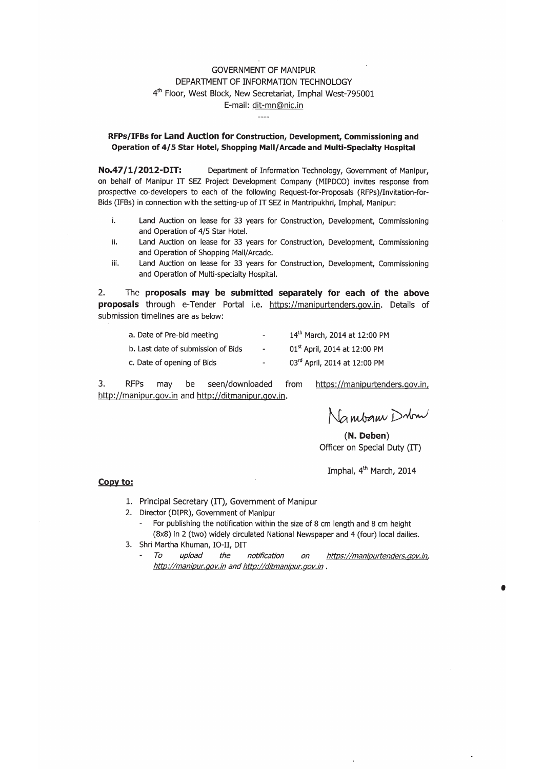GOVERNMENT OF MANIPUR
DEPARTMENT OF INFORMATION TECHNOLOGY
4th Floor, West Block, New Secretariat, Imphal West-795001
E-mail: dit-mn@nic.in

----

## RFPs/IFBs for Land Auction for Construction, Development, Commissioning and Operation of 4/5 Star Hotel, Shopping Mall/Arcade and Multi-Specialty Hospital

**No.47/1/2012-DIT:** Department of Information Technology, Government of Manipur, on behalf of Manipur IT SEZ Project Development Company (MIPDCO) invites response from prospective co-developers to each of the following Request-for-Proposals (RFPs)/Invitation-for-Bids (IFBs) in connection with the setting-up of IT SEZ in Mantripukhri, Imphal, Manipur:

i. Land Auction on lease for 33 years for Construction, Development, Commissioning and Operation of 4/5 Star Hotel.
ii. Land Auction on lease for 33 years for Construction, Development, Commissioning and Operation of Shopping Mall/Arcade.
iii. Land Auction on lease for 33 years for Construction, Development, Commissioning and Operation of Multi-specialty Hospital.

2. The **proposals may be submitted separately for each of the above proposals** through e-Tender Portal i.e. https://manipurtenders.gov.in. Details of submission timelines are as below:

| | | |
|---|---|---|
| a. Date of Pre-bid meeting | - | 14th March, 2014 at 12:00 PM |
| b. Last date of submission of Bids | - | 01st April, 2014 at 12:00 PM |
| c. Date of opening of Bids | - | 03rd April, 2014 at 12:00 PM |

3. RFPs may be seen/downloaded from https://manipurtenders.gov.in, http://manipur.gov.in and http://ditmanipur.gov.in.

Nambam Deben

**(N. Deben)**
Officer on Special Duty (IT)

Imphal, 4th March, 2014

**Copy to:**

1. Principal Secretary (IT), Government of Manipur
2. Director (DIPR), Government of Manipur
   - For publishing the notification within the size of 8 cm length and 8 cm height (8x8) in 2 (two) widely circulated National Newspaper and 4 (four) local dailies.
3. Shri Martha Khuman, IO-II, DIT
   - *To upload the notification on https://manipurtenders.gov.in, http://manipur.gov.in and http://ditmanipur.gov.in .*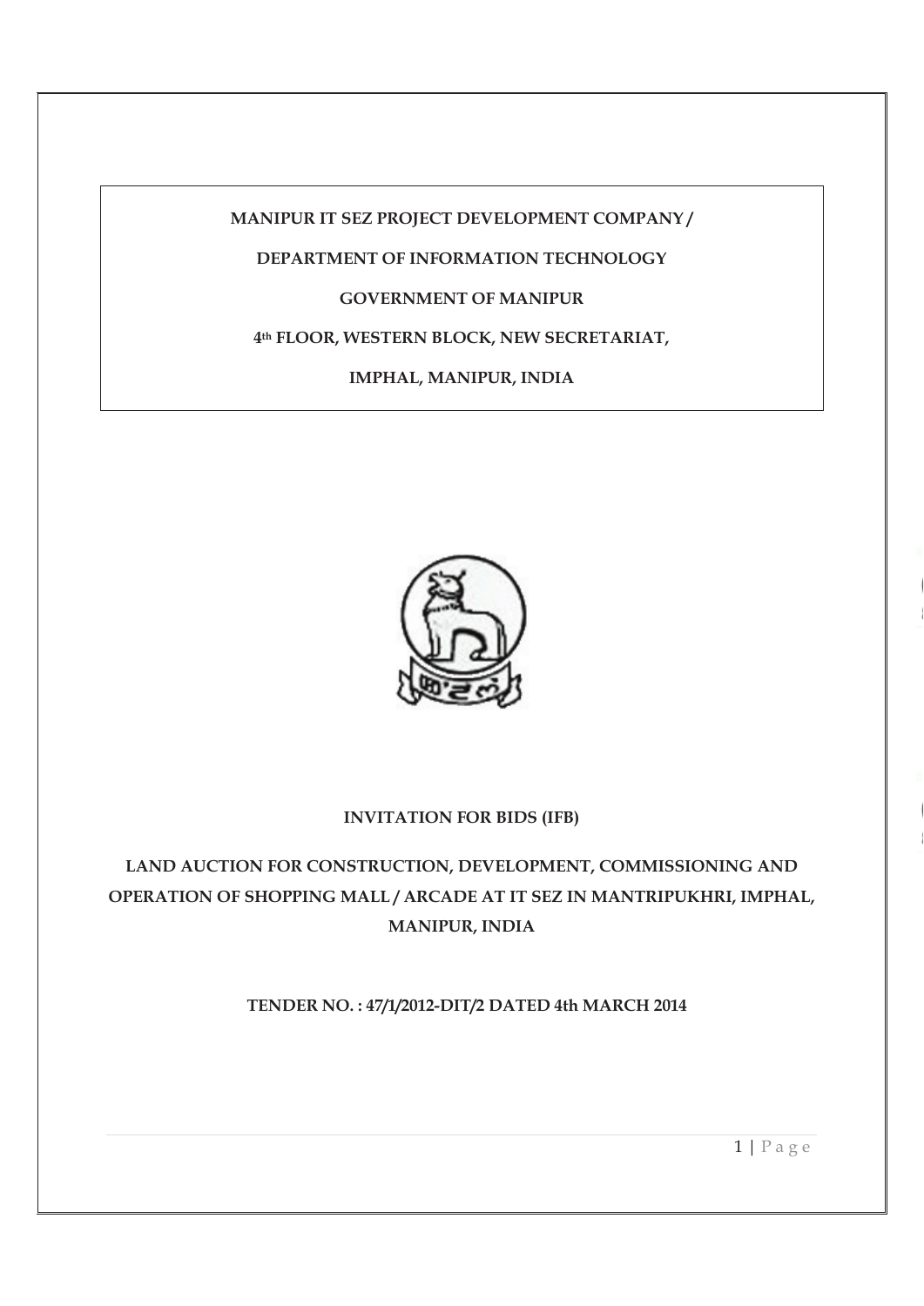**MANIPUR IT SEZ PROJECT DEVELOPMENT COMPANY /**

**DEPARTMENT OF INFORMATION TECHNOLOGY**

**GOVERNMENT OF MANIPUR**

**4th FLOOR, WESTERN BLOCK, NEW SECRETARIAT,**

**IMPHAL, MANIPUR, INDIA**

**INVITATION FOR BIDS (IFB)**

**LAND AUCTION FOR CONSTRUCTION, DEVELOPMENT, COMMISSIONING AND OPERATION OF SHOPPING MALL / ARCADE AT IT SEZ IN MANTRIPUKHRI, IMPHAL, MANIPUR, INDIA**

**TENDER NO. : 47/1/2012-DIT/2 DATED 4th MARCH 2014**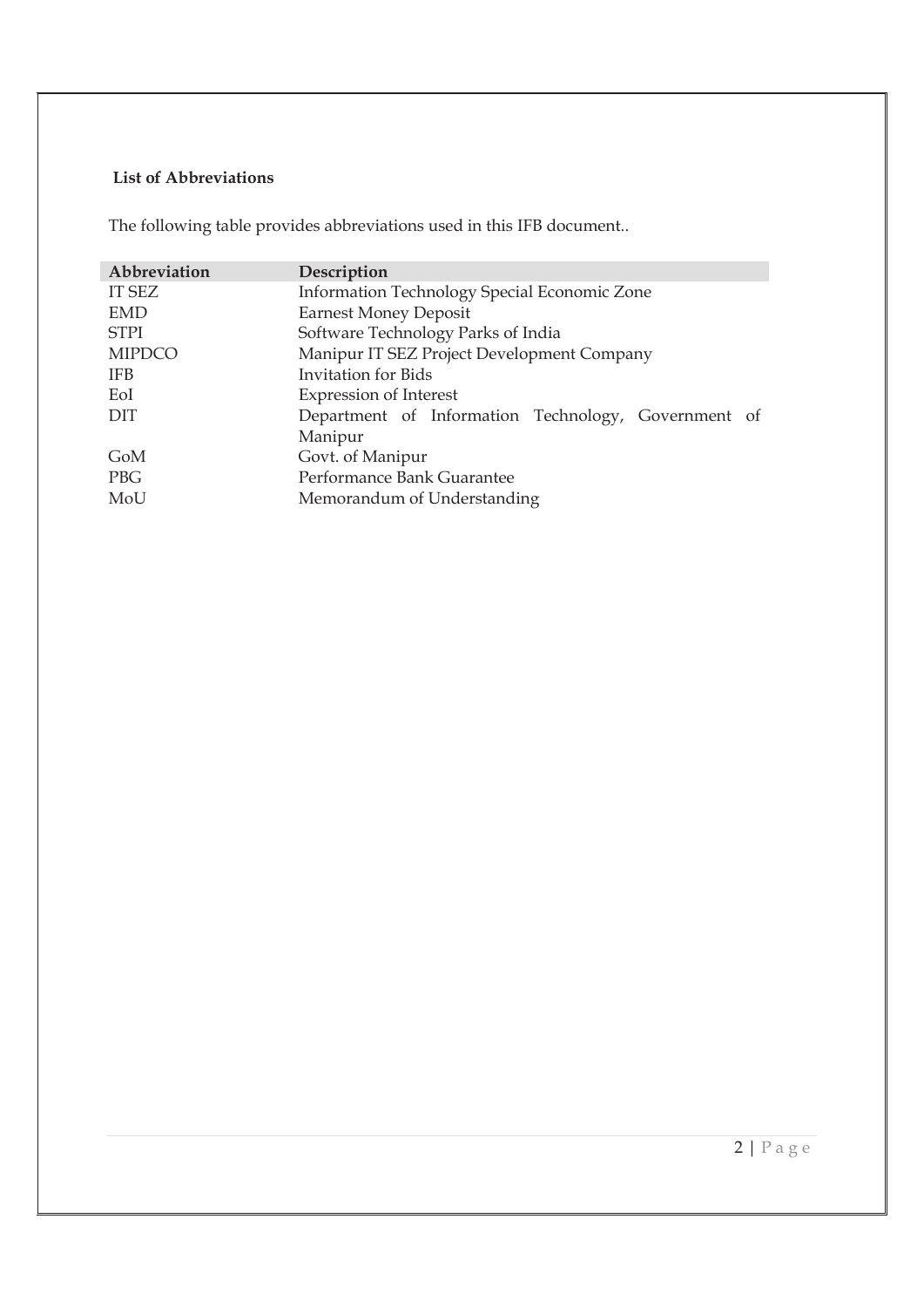**List of Abbreviations**

The following table provides abbreviations used in this IFB document..

| Abbreviation | Description |
|---|---|
| IT SEZ | Information Technology Special Economic Zone |
| EMD | Earnest Money Deposit |
| STPI | Software Technology Parks of India |
| MIPDCO | Manipur IT SEZ Project Development Company |
| IFB | Invitation for Bids |
| EoI | Expression of Interest |
| DIT | Department of Information Technology, Government of Manipur |
| GoM | Govt. of Manipur |
| PBG | Performance Bank Guarantee |
| MoU | Memorandum of Understanding |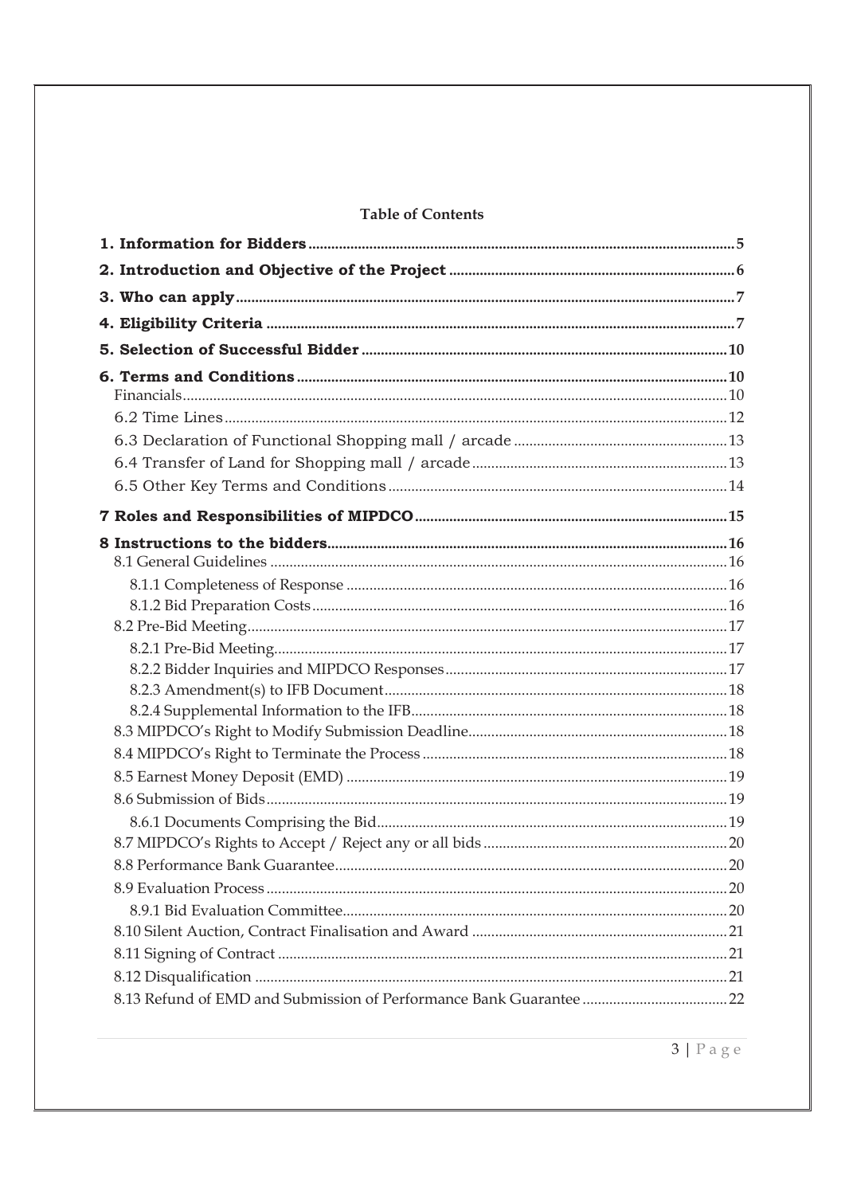**Table of Contents**

| | |
|---|---|
| **1. Information for Bidders** | **5** |
| **2. Introduction and Objective of the Project** | **6** |
| **3. Who can apply** | **7** |
| **4. Eligibility Criteria** | **7** |
| **5. Selection of Successful Bidder** | **10** |
| **6. Terms and Conditions** | **10** |
| Financials | 10 |
| 6.2 Time Lines | 12 |
| 6.3 Declaration of Functional Shopping mall / arcade | 13 |
| 6.4 Transfer of Land for Shopping mall / arcade | 13 |
| 6.5 Other Key Terms and Conditions | 14 |
| **7 Roles and Responsibilities of MIPDCO** | **15** |
| **8 Instructions to the bidders** | **16** |
| 8.1 General Guidelines | 16 |
| 8.1.1 Completeness of Response | 16 |
| 8.1.2 Bid Preparation Costs | 16 |
| 8.2 Pre-Bid Meeting | 17 |
| 8.2.1 Pre-Bid Meeting | 17 |
| 8.2.2 Bidder Inquiries and MIPDCO Responses | 17 |
| 8.2.3 Amendment(s) to IFB Document | 18 |
| 8.2.4 Supplemental Information to the IFB | 18 |
| 8.3 MIPDCO's Right to Modify Submission Deadline | 18 |
| 8.4 MIPDCO's Right to Terminate the Process | 18 |
| 8.5 Earnest Money Deposit (EMD) | 19 |
| 8.6 Submission of Bids | 19 |
| 8.6.1 Documents Comprising the Bid | 19 |
| 8.7 MIPDCO's Rights to Accept / Reject any or all bids | 20 |
| 8.8 Performance Bank Guarantee | 20 |
| 8.9 Evaluation Process | 20 |
| 8.9.1 Bid Evaluation Committee | 20 |
| 8.10 Silent Auction, Contract Finalisation and Award | 21 |
| 8.11 Signing of Contract | 21 |
| 8.12 Disqualification | 21 |
| 8.13 Refund of EMD and Submission of Performance Bank Guarantee | 22 |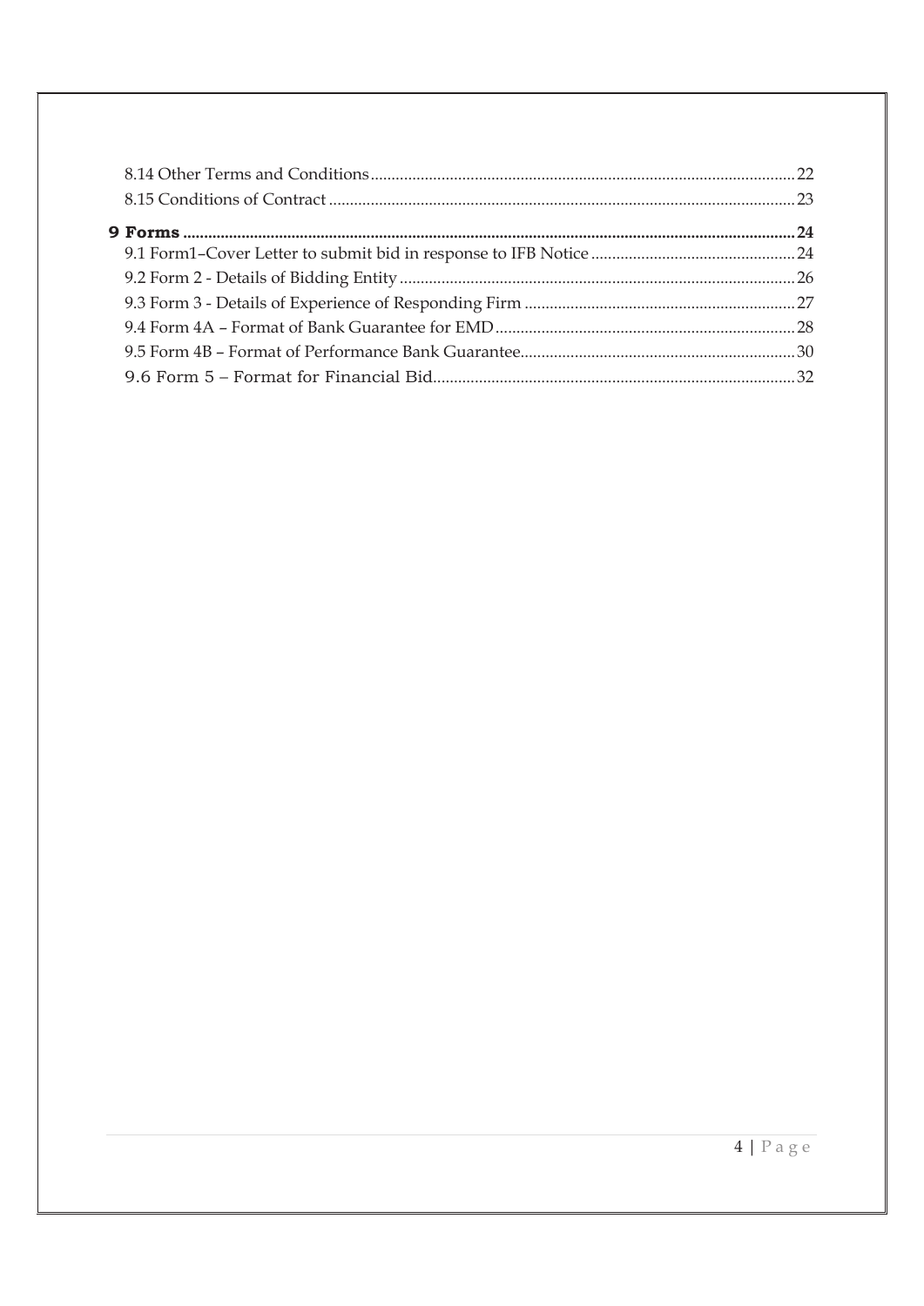8.14 Other Terms and Conditions ..... 22
8.15 Conditions of Contract ..... 23

**9 Forms ..... 24**

9.1 Form1–Cover Letter to submit bid in response to IFB Notice ..... 24
9.2 Form 2 - Details of Bidding Entity ..... 26
9.3 Form 3 - Details of Experience of Responding Firm ..... 27
9.4 Form 4A – Format of Bank Guarantee for EMD ..... 28
9.5 Form 4B – Format of Performance Bank Guarantee ..... 30
9.6 Form 5 – Format for Financial Bid ..... 32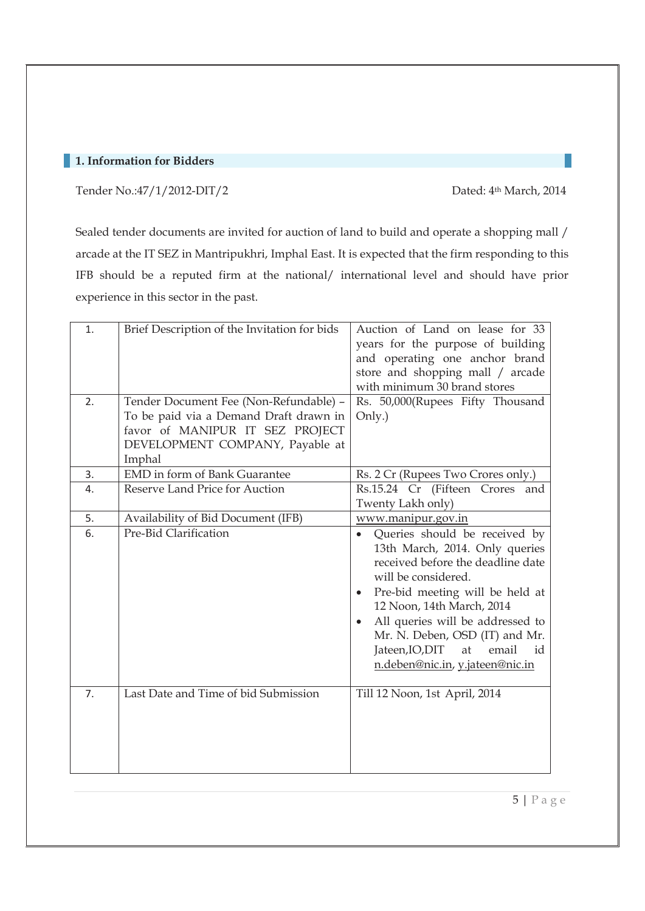## 1. Information for Bidders

Tender No.:47/1/2012-DIT/2 Dated: 4th March, 2014

Sealed tender documents are invited for auction of land to build and operate a shopping mall / arcade at the IT SEZ in Mantripukhri, Imphal East. It is expected that the firm responding to this IFB should be a reputed firm at the national/ international level and should have prior experience in this sector in the past.

| | | |
|---|---|---|
| 1. | Brief Description of the Invitation for bids | Auction of Land on lease for 33 years for the purpose of building and operating one anchor brand store and shopping mall / arcade with minimum 30 brand stores |
| 2. | Tender Document Fee (Non-Refundable) – To be paid via a Demand Draft drawn in favor of MANIPUR IT SEZ PROJECT DEVELOPMENT COMPANY, Payable at Imphal | Rs. 50,000(Rupees Fifty Thousand Only.) |
| 3. | EMD in form of Bank Guarantee | Rs. 2 Cr (Rupees Two Crores only.) |
| 4. | Reserve Land Price for Auction | Rs.15.24 Cr (Fifteen Crores and Twenty Lakh only) |
| 5. | Availability of Bid Document (IFB) | www.manipur.gov.in |
| 6. | Pre-Bid Clarification | • Queries should be received by 13th March, 2014. Only queries received before the deadline date will be considered.<br>• Pre-bid meeting will be held at 12 Noon, 14th March, 2014<br>• All queries will be addressed to Mr. N. Deben, OSD (IT) and Mr. Jateen,IO,DIT at email id n.deben@nic.in, y.jateen@nic.in |
| 7. | Last Date and Time of bid Submission | Till 12 Noon, 1st April, 2014 |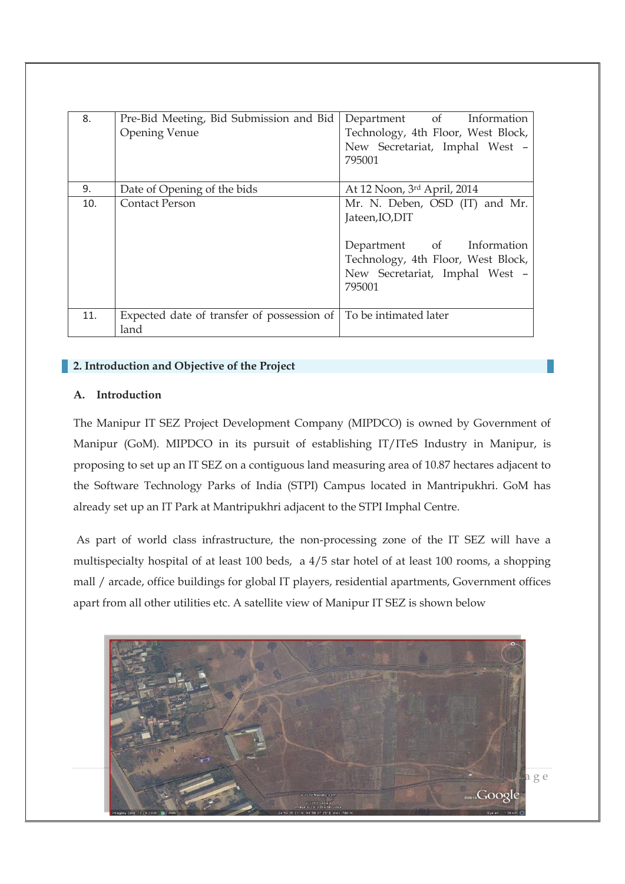| 8. | Pre-Bid Meeting, Bid Submission and Bid Opening Venue | Department of Information Technology, 4th Floor, West Block, New Secretariat, Imphal West – 795001 |
|---|---|---|
| 9. | Date of Opening of the bids | At 12 Noon, 3rd April, 2014 |
| 10. | Contact Person | Mr. N. Deben, OSD (IT) and Mr. Jateen,IO,DIT<br><br>Department of Information Technology, 4th Floor, West Block, New Secretariat, Imphal West – 795001 |
| 11. | Expected date of transfer of possession of land | To be intimated later |

## 2. Introduction and Objective of the Project

### A. Introduction

The Manipur IT SEZ Project Development Company (MIPDCO) is owned by Government of Manipur (GoM). MIPDCO in its pursuit of establishing IT/ITeS Industry in Manipur, is proposing to set up an IT SEZ on a contiguous land measuring area of 10.87 hectares adjacent to the Software Technology Parks of India (STPI) Campus located in Mantripukhri. GoM has already set up an IT Park at Mantripukhri adjacent to the STPI Imphal Centre.

As part of world class infrastructure, the non-processing zone of the IT SEZ will have a multispecialty hospital of at least 100 beds, a 4/5 star hotel of at least 100 rooms, a shopping mall / arcade, office buildings for global IT players, residential apartments, Government offices apart from all other utilities etc. A satellite view of Manipur IT SEZ is shown below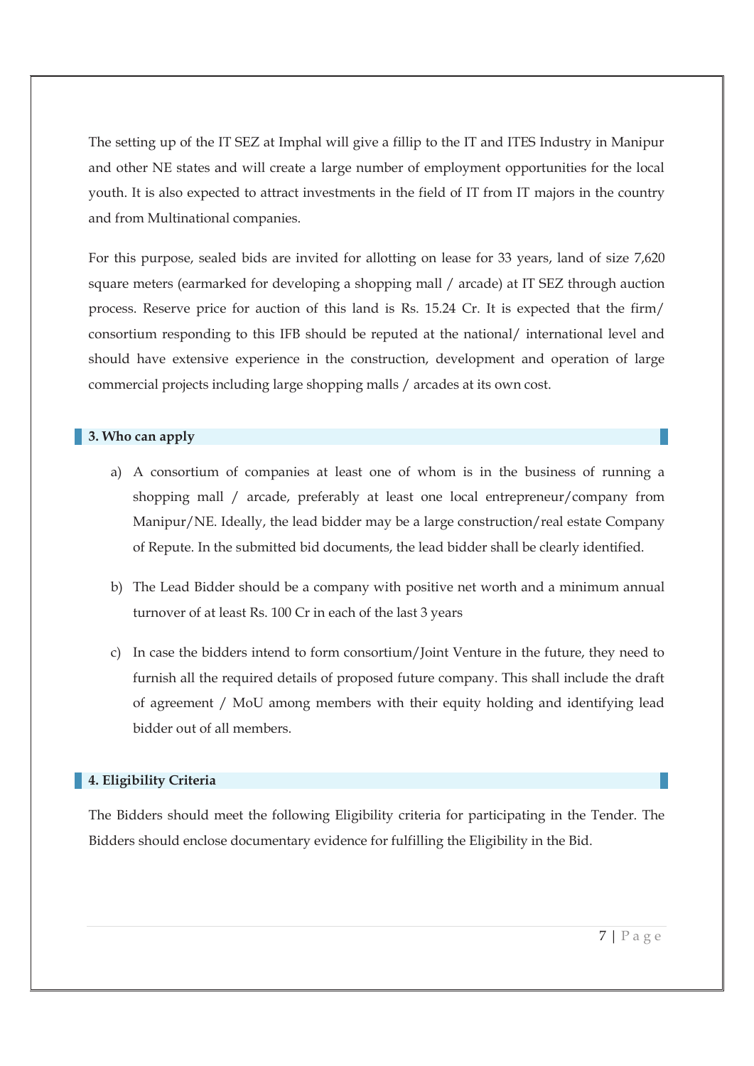The setting up of the IT SEZ at Imphal will give a fillip to the IT and ITES Industry in Manipur and other NE states and will create a large number of employment opportunities for the local youth. It is also expected to attract investments in the field of IT from IT majors in the country and from Multinational companies.

For this purpose, sealed bids are invited for allotting on lease for 33 years, land of size 7,620 square meters (earmarked for developing a shopping mall / arcade) at IT SEZ through auction process. Reserve price for auction of this land is Rs. 15.24 Cr. It is expected that the firm/ consortium responding to this IFB should be reputed at the national/ international level and should have extensive experience in the construction, development and operation of large commercial projects including large shopping malls / arcades at its own cost.

## 3. Who can apply

a) A consortium of companies at least one of whom is in the business of running a shopping mall / arcade, preferably at least one local entrepreneur/company from Manipur/NE. Ideally, the lead bidder may be a large construction/real estate Company of Repute. In the submitted bid documents, the lead bidder shall be clearly identified.

b) The Lead Bidder should be a company with positive net worth and a minimum annual turnover of at least Rs. 100 Cr in each of the last 3 years

c) In case the bidders intend to form consortium/Joint Venture in the future, they need to furnish all the required details of proposed future company. This shall include the draft of agreement / MoU among members with their equity holding and identifying lead bidder out of all members.

## 4. Eligibility Criteria

The Bidders should meet the following Eligibility criteria for participating in the Tender. The Bidders should enclose documentary evidence for fulfilling the Eligibility in the Bid.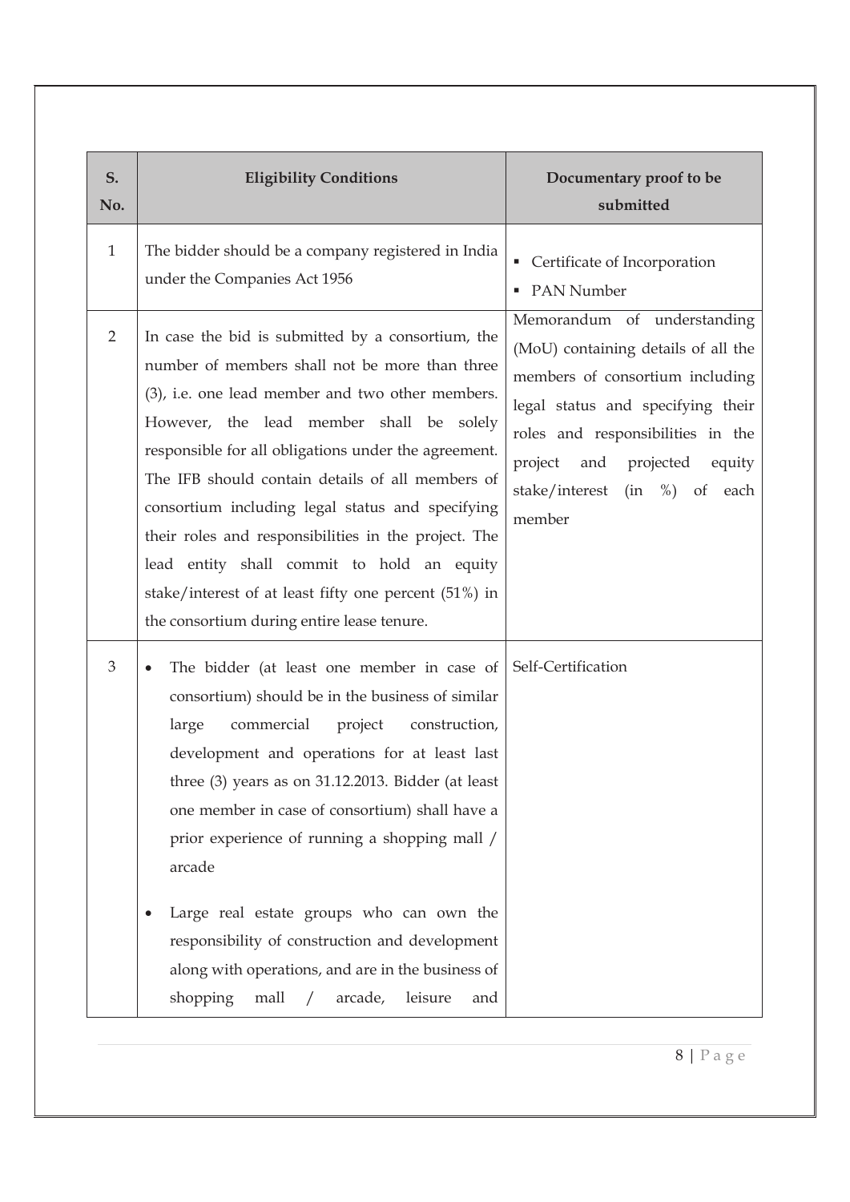| S. No. | Eligibility Conditions | Documentary proof to be submitted |
|---|---|---|
| 1 | The bidder should be a company registered in India under the Companies Act 1956 | ▪ Certificate of Incorporation<br>▪ PAN Number |
| 2 | In case the bid is submitted by a consortium, the number of members shall not be more than three (3), i.e. one lead member and two other members. However, the lead member shall be solely responsible for all obligations under the agreement. The IFB should contain details of all members of consortium including legal status and specifying their roles and responsibilities in the project. The lead entity shall commit to hold an equity stake/interest of at least fifty one percent (51%) in the consortium during entire lease tenure. | Memorandum of understanding (MoU) containing details of all the members of consortium including legal status and specifying their roles and responsibilities in the project and projected equity stake/interest (in %) of each member |
| 3 | • The bidder (at least one member in case of consortium) should be in the business of similar large commercial project construction, development and operations for at least last three (3) years as on 31.12.2013. Bidder (at least one member in case of consortium) shall have a prior experience of running a shopping mall / arcade<br><br>• Large real estate groups who can own the responsibility of construction and development along with operations, and are in the business of shopping mall / arcade, leisure and | Self-Certification |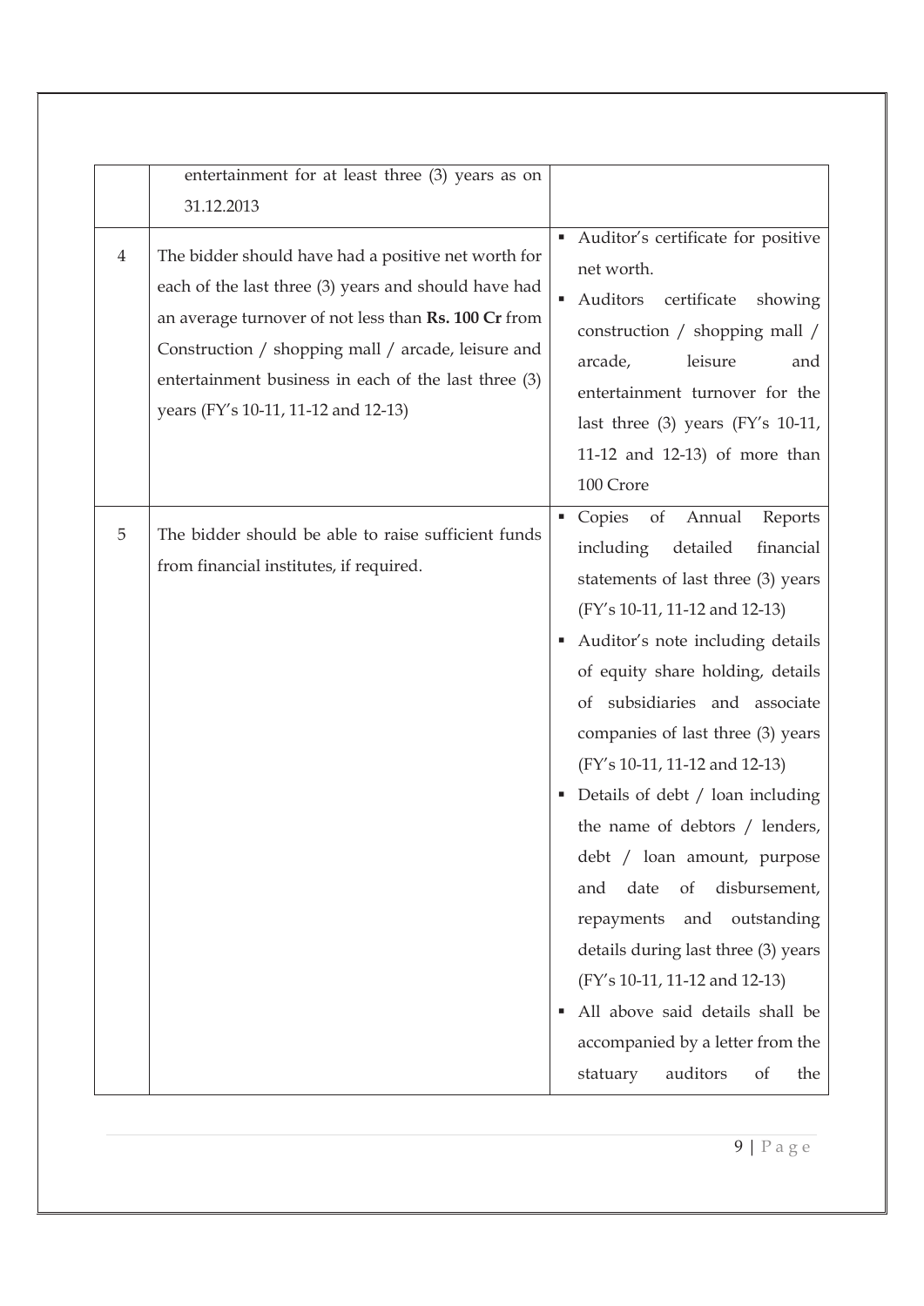| | | |
|---|---|---|
| | entertainment for at least three (3) years as on 31.12.2013 | |
| 4 | The bidder should have had a positive net worth for each of the last three (3) years and should have had an average turnover of not less than **Rs. 100 Cr** from Construction / shopping mall / arcade, leisure and entertainment business in each of the last three (3) years (FY's 10-11, 11-12 and 12-13) | ▪ Auditor's certificate for positive net worth.<br>▪ Auditors certificate showing construction / shopping mall / arcade, leisure and entertainment turnover for the last three (3) years (FY's 10-11, 11-12 and 12-13) of more than 100 Crore |
| 5 | The bidder should be able to raise sufficient funds from financial institutes, if required. | ▪ Copies of Annual Reports including detailed financial statements of last three (3) years (FY's 10-11, 11-12 and 12-13)<br>▪ Auditor's note including details of equity share holding, details of subsidiaries and associate companies of last three (3) years (FY's 10-11, 11-12 and 12-13)<br>▪ Details of debt / loan including the name of debtors / lenders, debt / loan amount, purpose and date of disbursement, repayments and outstanding details during last three (3) years (FY's 10-11, 11-12 and 12-13)<br>▪ All above said details shall be accompanied by a letter from the statuary auditors of the |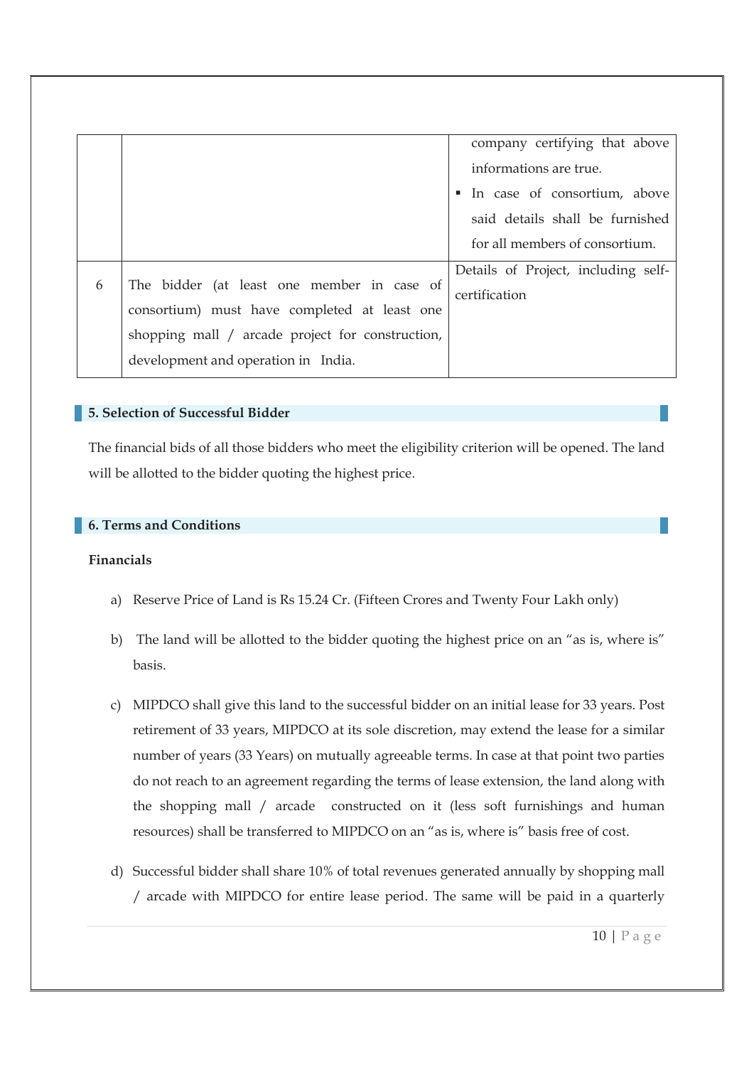|  |  |  |
|---|---|---|
|  |  | company certifying that above informations are true.<br>▪ In case of consortium, above said details shall be furnished for all members of consortium. |
| 6 | The bidder (at least one member in case of consortium) must have completed at least one shopping mall / arcade project for construction, development and operation in India. | Details of Project, including self-certification |

## 5. Selection of Successful Bidder

The financial bids of all those bidders who meet the eligibility criterion will be opened. The land will be allotted to the bidder quoting the highest price.

## 6. Terms and Conditions

**Financials**

a) Reserve Price of Land is Rs 15.24 Cr. (Fifteen Crores and Twenty Four Lakh only)

b) The land will be allotted to the bidder quoting the highest price on an "as is, where is" basis.

c) MIPDCO shall give this land to the successful bidder on an initial lease for 33 years. Post retirement of 33 years, MIPDCO at its sole discretion, may extend the lease for a similar number of years (33 Years) on mutually agreeable terms. In case at that point two parties do not reach to an agreement regarding the terms of lease extension, the land along with the shopping mall / arcade constructed on it (less soft furnishings and human resources) shall be transferred to MIPDCO on an "as is, where is" basis free of cost.

d) Successful bidder shall share 10% of total revenues generated annually by shopping mall / arcade with MIPDCO for entire lease period. The same will be paid in a quarterly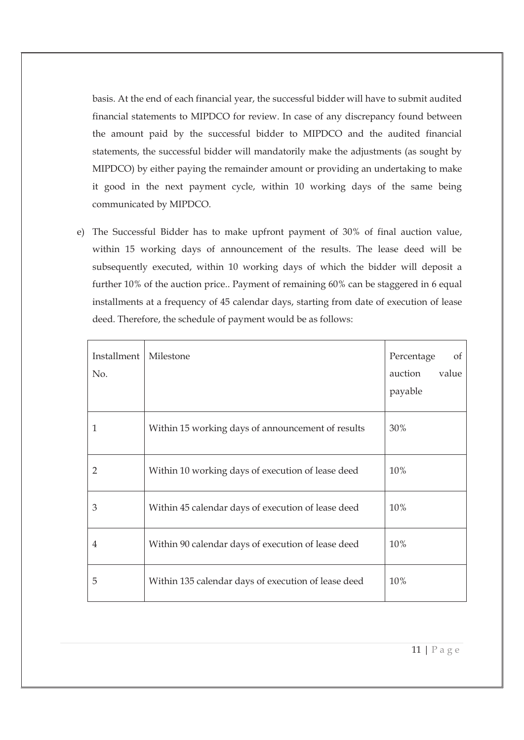basis. At the end of each financial year, the successful bidder will have to submit audited financial statements to MIPDCO for review. In case of any discrepancy found between the amount paid by the successful bidder to MIPDCO and the audited financial statements, the successful bidder will mandatorily make the adjustments (as sought by MIPDCO) by either paying the remainder amount or providing an undertaking to make it good in the next payment cycle, within 10 working days of the same being communicated by MIPDCO.

e) The Successful Bidder has to make upfront payment of 30% of final auction value, within 15 working days of announcement of the results. The lease deed will be subsequently executed, within 10 working days of which the bidder will deposit a further 10% of the auction price.. Payment of remaining 60% can be staggered in 6 equal installments at a frequency of 45 calendar days, starting from date of execution of lease deed. Therefore, the schedule of payment would be as follows:

| Installment No. | Milestone | Percentage of auction value payable |
|---|---|---|
| 1 | Within 15 working days of announcement of results | 30% |
| 2 | Within 10 working days of execution of lease deed | 10% |
| 3 | Within 45 calendar days of execution of lease deed | 10% |
| 4 | Within 90 calendar days of execution of lease deed | 10% |
| 5 | Within 135 calendar days of execution of lease deed | 10% |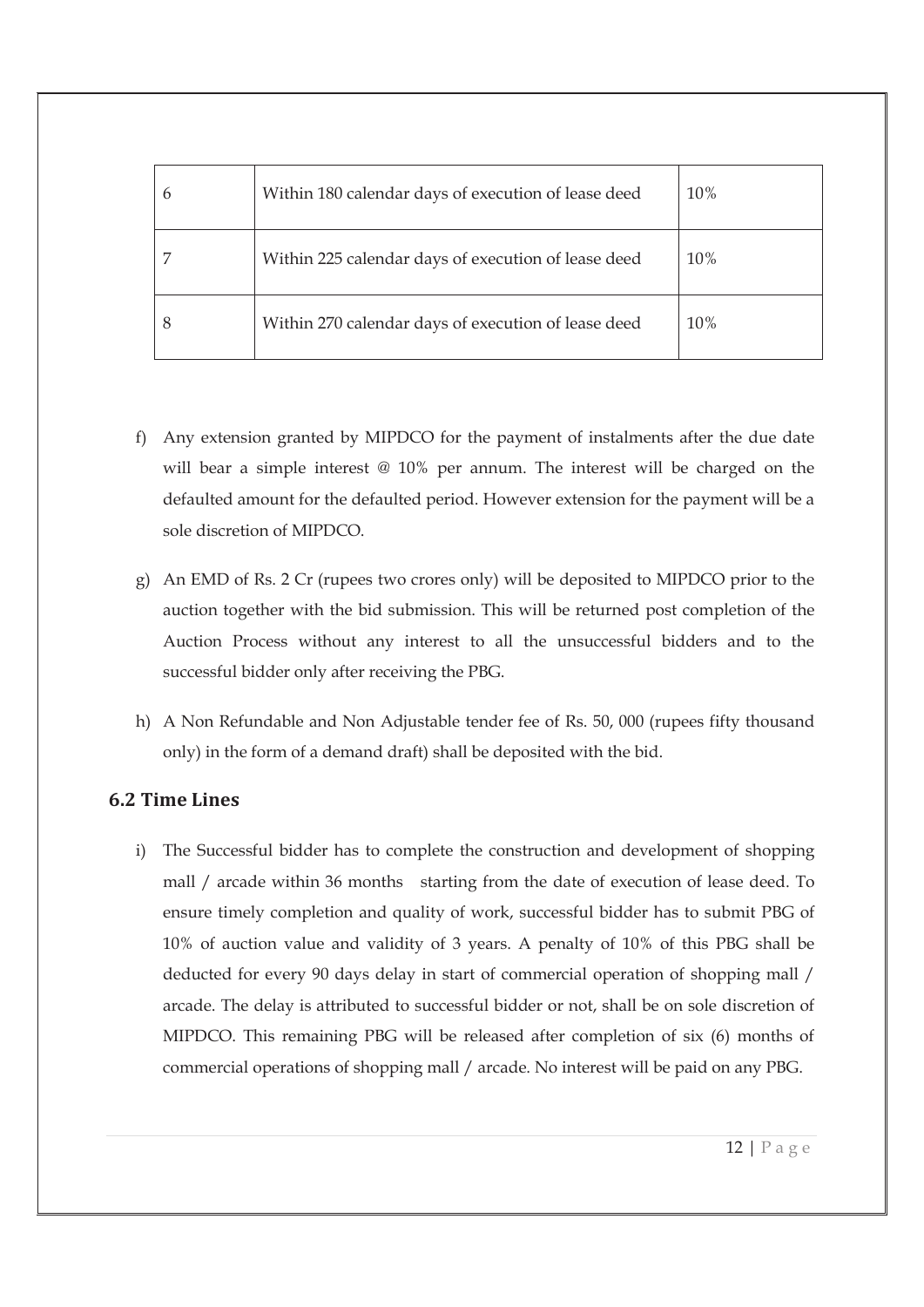| 6 | Within 180 calendar days of execution of lease deed | 10% |
|---|---|---|
| 7 | Within 225 calendar days of execution of lease deed | 10% |
| 8 | Within 270 calendar days of execution of lease deed | 10% |

f) Any extension granted by MIPDCO for the payment of instalments after the due date will bear a simple interest @ 10% per annum. The interest will be charged on the defaulted amount for the defaulted period. However extension for the payment will be a sole discretion of MIPDCO.

g) An EMD of Rs. 2 Cr (rupees two crores only) will be deposited to MIPDCO prior to the auction together with the bid submission. This will be returned post completion of the Auction Process without any interest to all the unsuccessful bidders and to the successful bidder only after receiving the PBG.

h) A Non Refundable and Non Adjustable tender fee of Rs. 50, 000 (rupees fifty thousand only) in the form of a demand draft) shall be deposited with the bid.

## 6.2 Time Lines

i) The Successful bidder has to complete the construction and development of shopping mall / arcade within 36 months starting from the date of execution of lease deed. To ensure timely completion and quality of work, successful bidder has to submit PBG of 10% of auction value and validity of 3 years. A penalty of 10% of this PBG shall be deducted for every 90 days delay in start of commercial operation of shopping mall / arcade. The delay is attributed to successful bidder or not, shall be on sole discretion of MIPDCO. This remaining PBG will be released after completion of six (6) months of commercial operations of shopping mall / arcade. No interest will be paid on any PBG.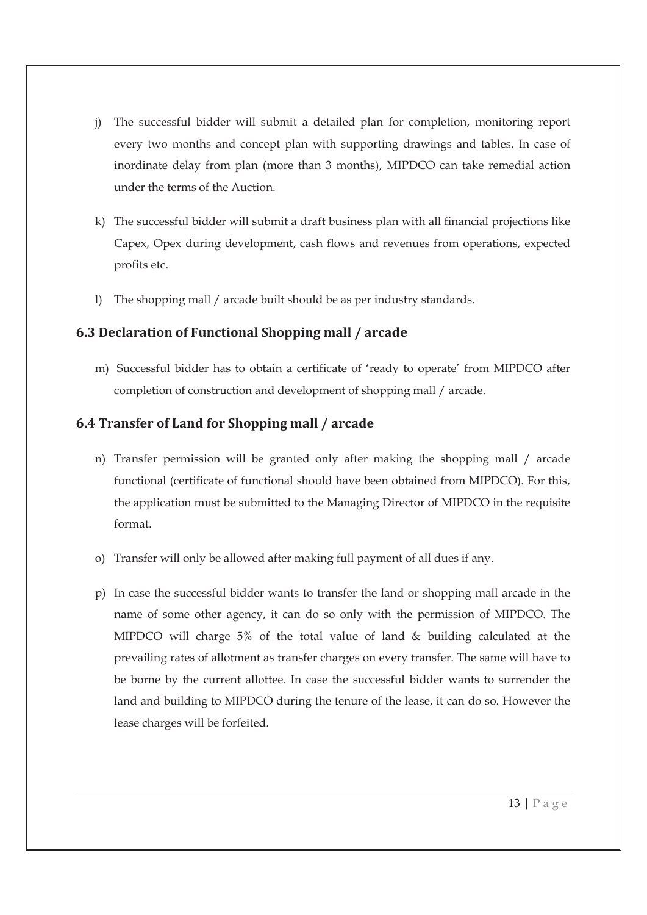j) The successful bidder will submit a detailed plan for completion, monitoring report every two months and concept plan with supporting drawings and tables. In case of inordinate delay from plan (more than 3 months), MIPDCO can take remedial action under the terms of the Auction.

k) The successful bidder will submit a draft business plan with all financial projections like Capex, Opex during development, cash flows and revenues from operations, expected profits etc.

l) The shopping mall / arcade built should be as per industry standards.

### 6.3 Declaration of Functional Shopping mall / arcade

m) Successful bidder has to obtain a certificate of 'ready to operate' from MIPDCO after completion of construction and development of shopping mall / arcade.

### 6.4 Transfer of Land for Shopping mall / arcade

n) Transfer permission will be granted only after making the shopping mall / arcade functional (certificate of functional should have been obtained from MIPDCO). For this, the application must be submitted to the Managing Director of MIPDCO in the requisite format.

o) Transfer will only be allowed after making full payment of all dues if any.

p) In case the successful bidder wants to transfer the land or shopping mall arcade in the name of some other agency, it can do so only with the permission of MIPDCO. The MIPDCO will charge 5% of the total value of land & building calculated at the prevailing rates of allotment as transfer charges on every transfer. The same will have to be borne by the current allottee. In case the successful bidder wants to surrender the land and building to MIPDCO during the tenure of the lease, it can do so. However the lease charges will be forfeited.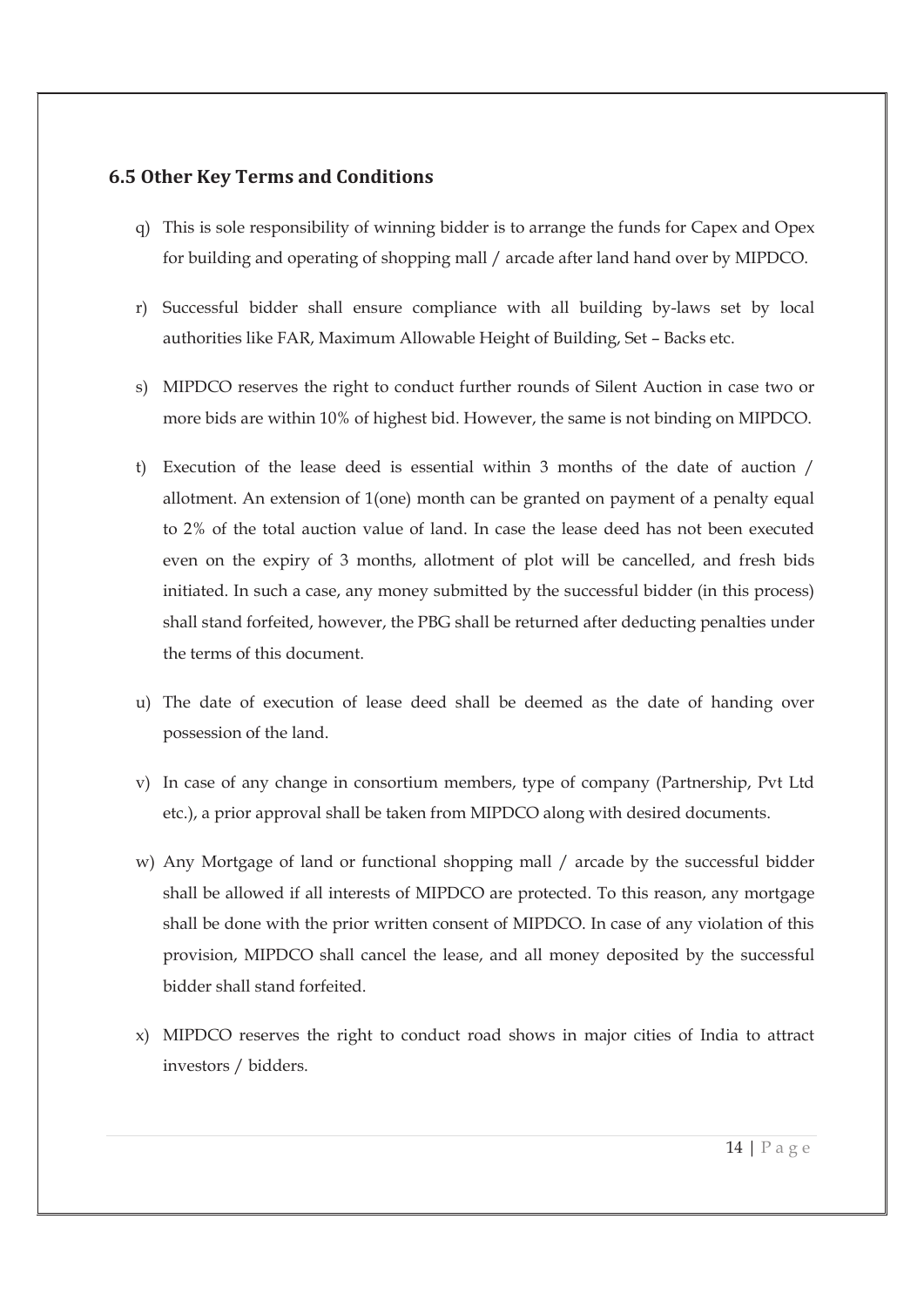### 6.5 Other Key Terms and Conditions

q) This is sole responsibility of winning bidder is to arrange the funds for Capex and Opex for building and operating of shopping mall / arcade after land hand over by MIPDCO.

r) Successful bidder shall ensure compliance with all building by-laws set by local authorities like FAR, Maximum Allowable Height of Building, Set – Backs etc.

s) MIPDCO reserves the right to conduct further rounds of Silent Auction in case two or more bids are within 10% of highest bid. However, the same is not binding on MIPDCO.

t) Execution of the lease deed is essential within 3 months of the date of auction / allotment. An extension of 1(one) month can be granted on payment of a penalty equal to 2% of the total auction value of land. In case the lease deed has not been executed even on the expiry of 3 months, allotment of plot will be cancelled, and fresh bids initiated. In such a case, any money submitted by the successful bidder (in this process) shall stand forfeited, however, the PBG shall be returned after deducting penalties under the terms of this document.

u) The date of execution of lease deed shall be deemed as the date of handing over possession of the land.

v) In case of any change in consortium members, type of company (Partnership, Pvt Ltd etc.), a prior approval shall be taken from MIPDCO along with desired documents.

w) Any Mortgage of land or functional shopping mall / arcade by the successful bidder shall be allowed if all interests of MIPDCO are protected. To this reason, any mortgage shall be done with the prior written consent of MIPDCO. In case of any violation of this provision, MIPDCO shall cancel the lease, and all money deposited by the successful bidder shall stand forfeited.

x) MIPDCO reserves the right to conduct road shows in major cities of India to attract investors / bidders.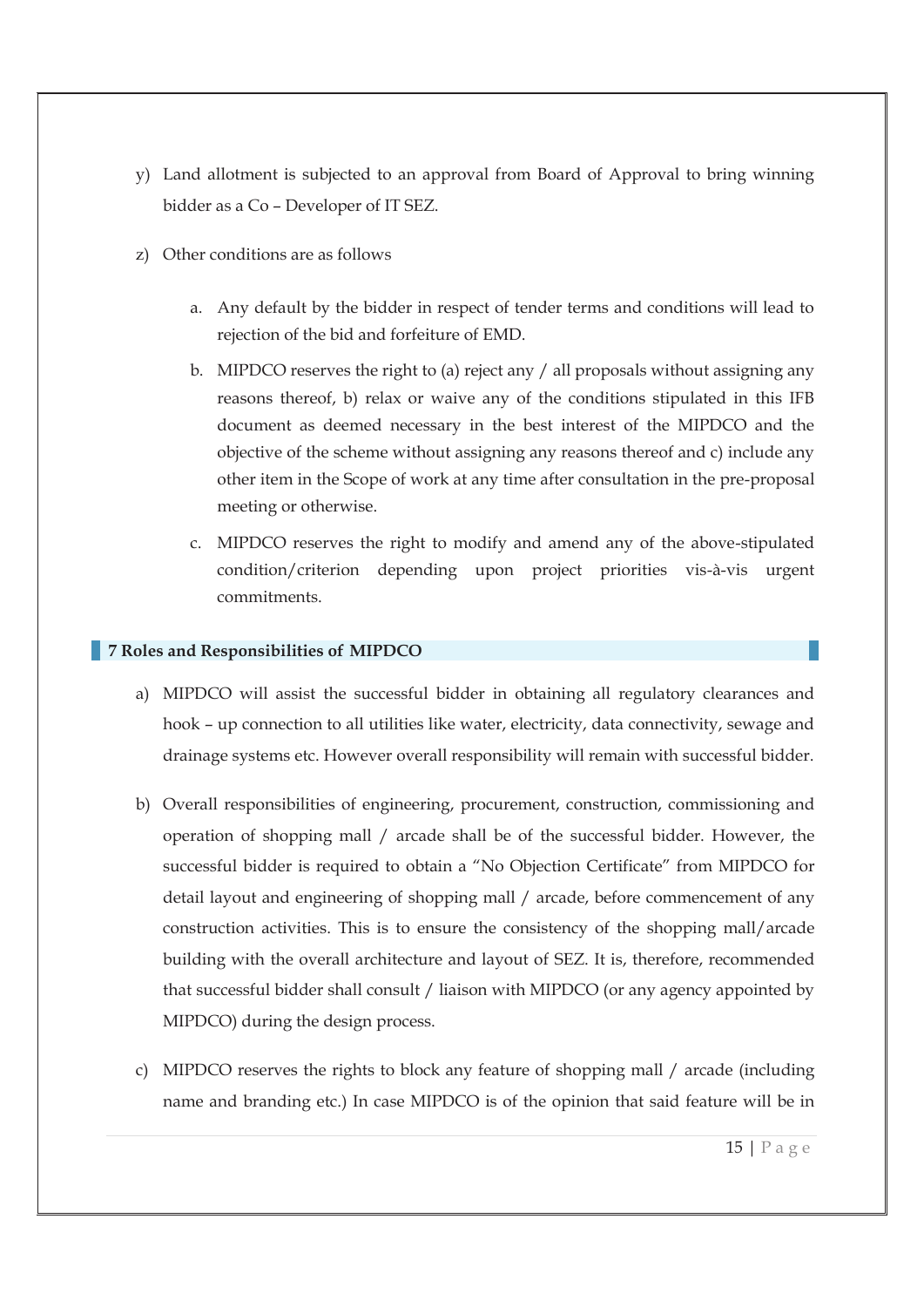y) Land allotment is subjected to an approval from Board of Approval to bring winning bidder as a Co – Developer of IT SEZ.

z) Other conditions are as follows

   a. Any default by the bidder in respect of tender terms and conditions will lead to rejection of the bid and forfeiture of EMD.

   b. MIPDCO reserves the right to (a) reject any / all proposals without assigning any reasons thereof, b) relax or waive any of the conditions stipulated in this IFB document as deemed necessary in the best interest of the MIPDCO and the objective of the scheme without assigning any reasons thereof and c) include any other item in the Scope of work at any time after consultation in the pre-proposal meeting or otherwise.

   c. MIPDCO reserves the right to modify and amend any of the above-stipulated condition/criterion depending upon project priorities vis-à-vis urgent commitments.

## 7 Roles and Responsibilities of MIPDCO

a) MIPDCO will assist the successful bidder in obtaining all regulatory clearances and hook – up connection to all utilities like water, electricity, data connectivity, sewage and drainage systems etc. However overall responsibility will remain with successful bidder.

b) Overall responsibilities of engineering, procurement, construction, commissioning and operation of shopping mall / arcade shall be of the successful bidder. However, the successful bidder is required to obtain a "No Objection Certificate" from MIPDCO for detail layout and engineering of shopping mall / arcade, before commencement of any construction activities. This is to ensure the consistency of the shopping mall/arcade building with the overall architecture and layout of SEZ. It is, therefore, recommended that successful bidder shall consult / liaison with MIPDCO (or any agency appointed by MIPDCO) during the design process.

c) MIPDCO reserves the rights to block any feature of shopping mall / arcade (including name and branding etc.) In case MIPDCO is of the opinion that said feature will be in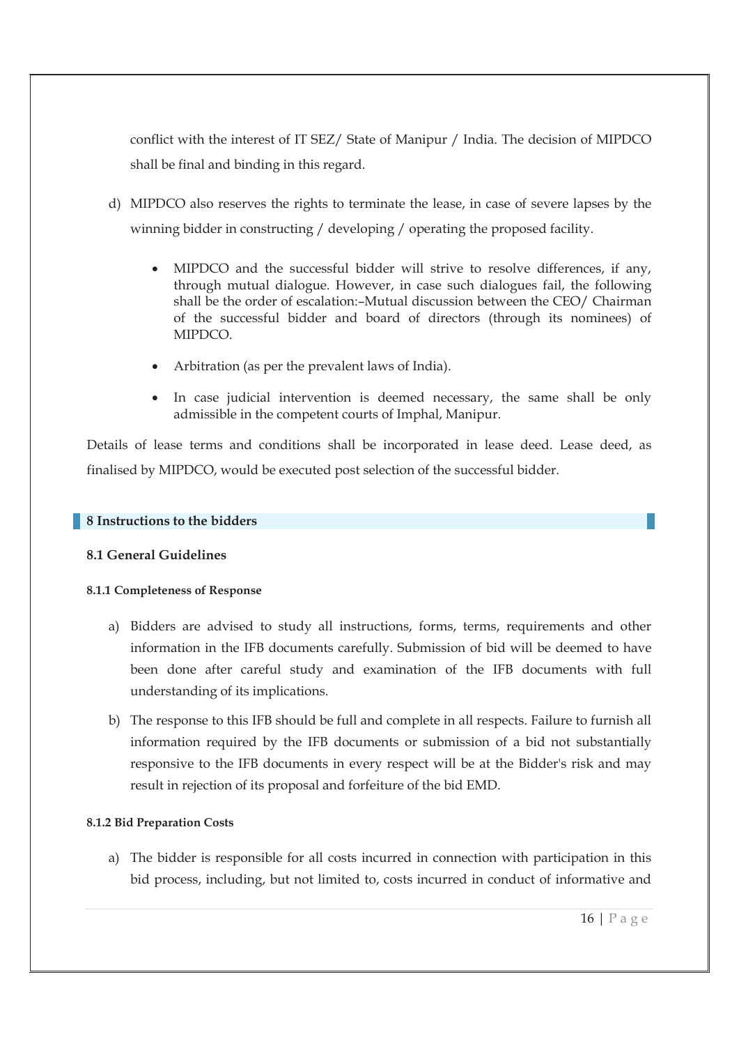conflict with the interest of IT SEZ/ State of Manipur / India. The decision of MIPDCO shall be final and binding in this regard.

d) MIPDCO also reserves the rights to terminate the lease, in case of severe lapses by the winning bidder in constructing / developing / operating the proposed facility.

- MIPDCO and the successful bidder will strive to resolve differences, if any, through mutual dialogue. However, in case such dialogues fail, the following shall be the order of escalation:–Mutual discussion between the CEO/ Chairman of the successful bidder and board of directors (through its nominees) of MIPDCO.
- Arbitration (as per the prevalent laws of India).
- In case judicial intervention is deemed necessary, the same shall be only admissible in the competent courts of Imphal, Manipur.

Details of lease terms and conditions shall be incorporated in lease deed. Lease deed, as finalised by MIPDCO, would be executed post selection of the successful bidder.

## 8 Instructions to the bidders

### 8.1 General Guidelines

#### 8.1.1 Completeness of Response

a) Bidders are advised to study all instructions, forms, terms, requirements and other information in the IFB documents carefully. Submission of bid will be deemed to have been done after careful study and examination of the IFB documents with full understanding of its implications.

b) The response to this IFB should be full and complete in all respects. Failure to furnish all information required by the IFB documents or submission of a bid not substantially responsive to the IFB documents in every respect will be at the Bidder's risk and may result in rejection of its proposal and forfeiture of the bid EMD.

#### 8.1.2 Bid Preparation Costs

a) The bidder is responsible for all costs incurred in connection with participation in this bid process, including, but not limited to, costs incurred in conduct of informative and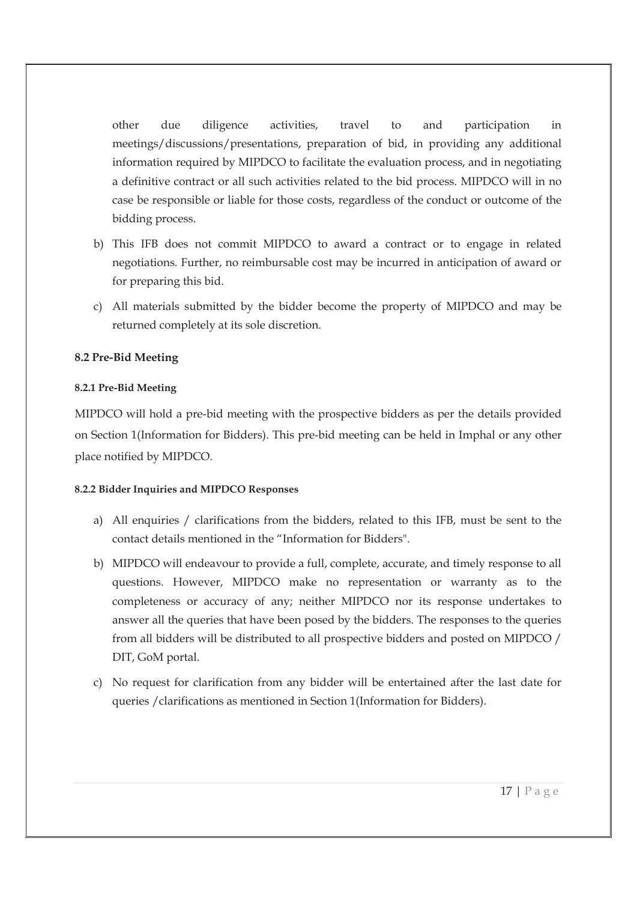other due diligence activities, travel to and participation in meetings/discussions/presentations, preparation of bid, in providing any additional information required by MIPDCO to facilitate the evaluation process, and in negotiating a definitive contract or all such activities related to the bid process. MIPDCO will in no case be responsible or liable for those costs, regardless of the conduct or outcome of the bidding process.

b) This IFB does not commit MIPDCO to award a contract or to engage in related negotiations. Further, no reimbursable cost may be incurred in anticipation of award or for preparing this bid.

c) All materials submitted by the bidder become the property of MIPDCO and may be returned completely at its sole discretion.

### 8.2 Pre-Bid Meeting

#### 8.2.1 Pre-Bid Meeting

MIPDCO will hold a pre-bid meeting with the prospective bidders as per the details provided on Section 1(Information for Bidders). This pre-bid meeting can be held in Imphal or any other place notified by MIPDCO.

#### 8.2.2 Bidder Inquiries and MIPDCO Responses

a) All enquiries / clarifications from the bidders, related to this IFB, must be sent to the contact details mentioned in the "Information for Bidders".

b) MIPDCO will endeavour to provide a full, complete, accurate, and timely response to all questions. However, MIPDCO make no representation or warranty as to the completeness or accuracy of any; neither MIPDCO nor its response undertakes to answer all the queries that have been posed by the bidders. The responses to the queries from all bidders will be distributed to all prospective bidders and posted on MIPDCO / DIT, GoM portal.

c) No request for clarification from any bidder will be entertained after the last date for queries /clarifications as mentioned in Section 1(Information for Bidders).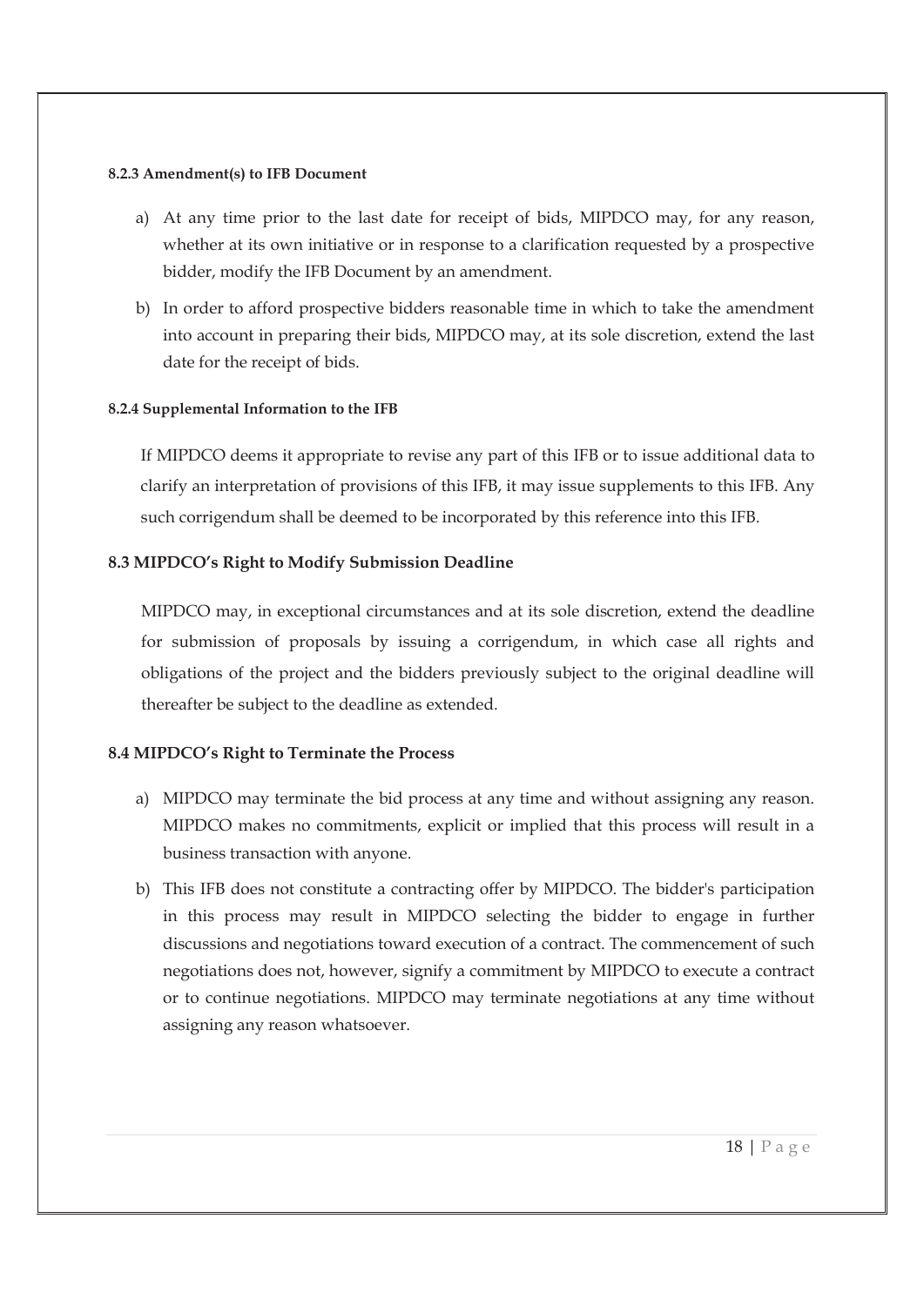#### 8.2.3 Amendment(s) to IFB Document

a) At any time prior to the last date for receipt of bids, MIPDCO may, for any reason, whether at its own initiative or in response to a clarification requested by a prospective bidder, modify the IFB Document by an amendment.

b) In order to afford prospective bidders reasonable time in which to take the amendment into account in preparing their bids, MIPDCO may, at its sole discretion, extend the last date for the receipt of bids.

#### 8.2.4 Supplemental Information to the IFB

If MIPDCO deems it appropriate to revise any part of this IFB or to issue additional data to clarify an interpretation of provisions of this IFB, it may issue supplements to this IFB. Any such corrigendum shall be deemed to be incorporated by this reference into this IFB.

### 8.3 MIPDCO's Right to Modify Submission Deadline

MIPDCO may, in exceptional circumstances and at its sole discretion, extend the deadline for submission of proposals by issuing a corrigendum, in which case all rights and obligations of the project and the bidders previously subject to the original deadline will thereafter be subject to the deadline as extended.

### 8.4 MIPDCO's Right to Terminate the Process

a) MIPDCO may terminate the bid process at any time and without assigning any reason. MIPDCO makes no commitments, explicit or implied that this process will result in a business transaction with anyone.

b) This IFB does not constitute a contracting offer by MIPDCO. The bidder's participation in this process may result in MIPDCO selecting the bidder to engage in further discussions and negotiations toward execution of a contract. The commencement of such negotiations does not, however, signify a commitment by MIPDCO to execute a contract or to continue negotiations. MIPDCO may terminate negotiations at any time without assigning any reason whatsoever.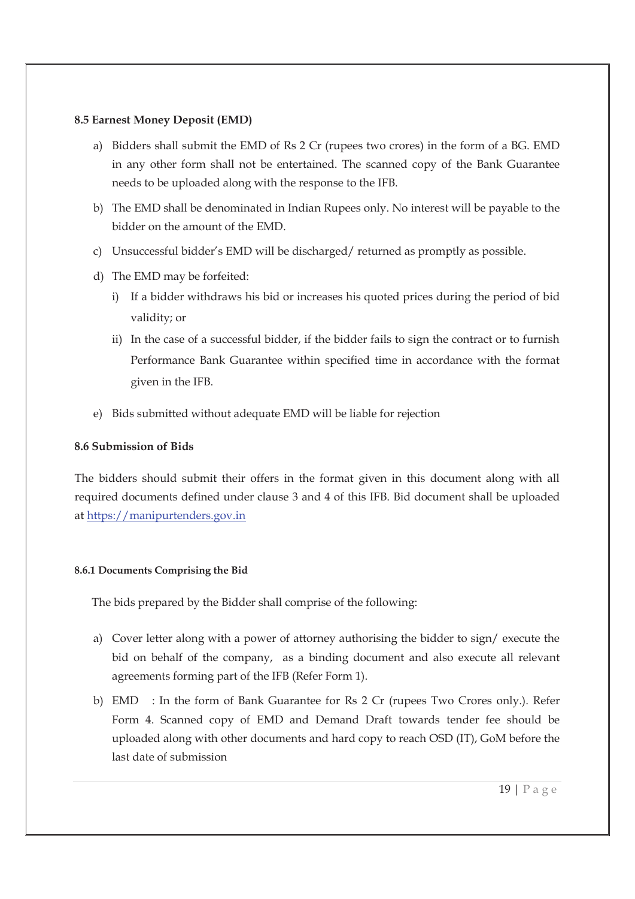### 8.5 Earnest Money Deposit (EMD)

a) Bidders shall submit the EMD of Rs 2 Cr (rupees two crores) in the form of a BG. EMD in any other form shall not be entertained. The scanned copy of the Bank Guarantee needs to be uploaded along with the response to the IFB.

b) The EMD shall be denominated in Indian Rupees only. No interest will be payable to the bidder on the amount of the EMD.

c) Unsuccessful bidder's EMD will be discharged/ returned as promptly as possible.

d) The EMD may be forfeited:

   i) If a bidder withdraws his bid or increases his quoted prices during the period of bid validity; or

   ii) In the case of a successful bidder, if the bidder fails to sign the contract or to furnish Performance Bank Guarantee within specified time in accordance with the format given in the IFB.

e) Bids submitted without adequate EMD will be liable for rejection

### 8.6 Submission of Bids

The bidders should submit their offers in the format given in this document along with all required documents defined under clause 3 and 4 of this IFB. Bid document shall be uploaded at https://manipurtenders.gov.in

#### 8.6.1 Documents Comprising the Bid

The bids prepared by the Bidder shall comprise of the following:

a) Cover letter along with a power of attorney authorising the bidder to sign/ execute the bid on behalf of the company, as a binding document and also execute all relevant agreements forming part of the IFB (Refer Form 1).

b) EMD : In the form of Bank Guarantee for Rs 2 Cr (rupees Two Crores only.). Refer Form 4. Scanned copy of EMD and Demand Draft towards tender fee should be uploaded along with other documents and hard copy to reach OSD (IT), GoM before the last date of submission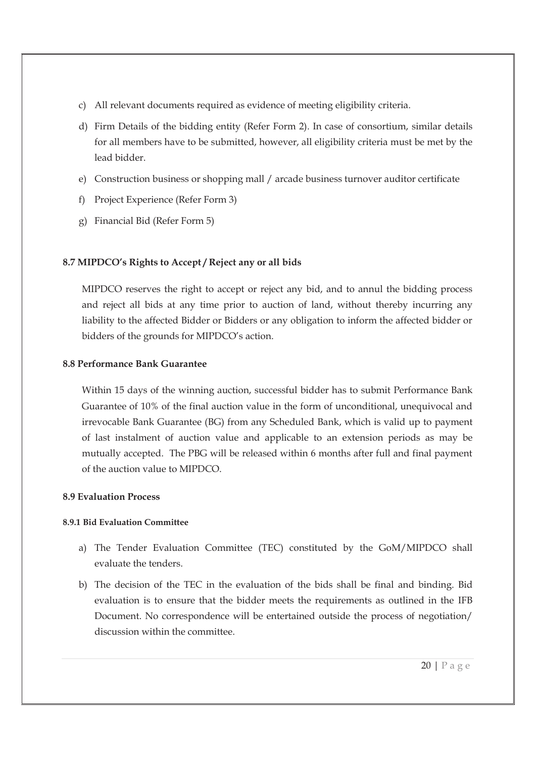c) All relevant documents required as evidence of meeting eligibility criteria.

d) Firm Details of the bidding entity (Refer Form 2). In case of consortium, similar details for all members have to be submitted, however, all eligibility criteria must be met by the lead bidder.

e) Construction business or shopping mall / arcade business turnover auditor certificate

f) Project Experience (Refer Form 3)

g) Financial Bid (Refer Form 5)

### 8.7 MIPDCO's Rights to Accept / Reject any or all bids

MIPDCO reserves the right to accept or reject any bid, and to annul the bidding process and reject all bids at any time prior to auction of land, without thereby incurring any liability to the affected Bidder or Bidders or any obligation to inform the affected bidder or bidders of the grounds for MIPDCO's action.

### 8.8 Performance Bank Guarantee

Within 15 days of the winning auction, successful bidder has to submit Performance Bank Guarantee of 10% of the final auction value in the form of unconditional, unequivocal and irrevocable Bank Guarantee (BG) from any Scheduled Bank, which is valid up to payment of last instalment of auction value and applicable to an extension periods as may be mutually accepted. The PBG will be released within 6 months after full and final payment of the auction value to MIPDCO.

### 8.9 Evaluation Process

#### 8.9.1 Bid Evaluation Committee

a) The Tender Evaluation Committee (TEC) constituted by the GoM/MIPDCO shall evaluate the tenders.

b) The decision of the TEC in the evaluation of the bids shall be final and binding. Bid evaluation is to ensure that the bidder meets the requirements as outlined in the IFB Document. No correspondence will be entertained outside the process of negotiation/ discussion within the committee.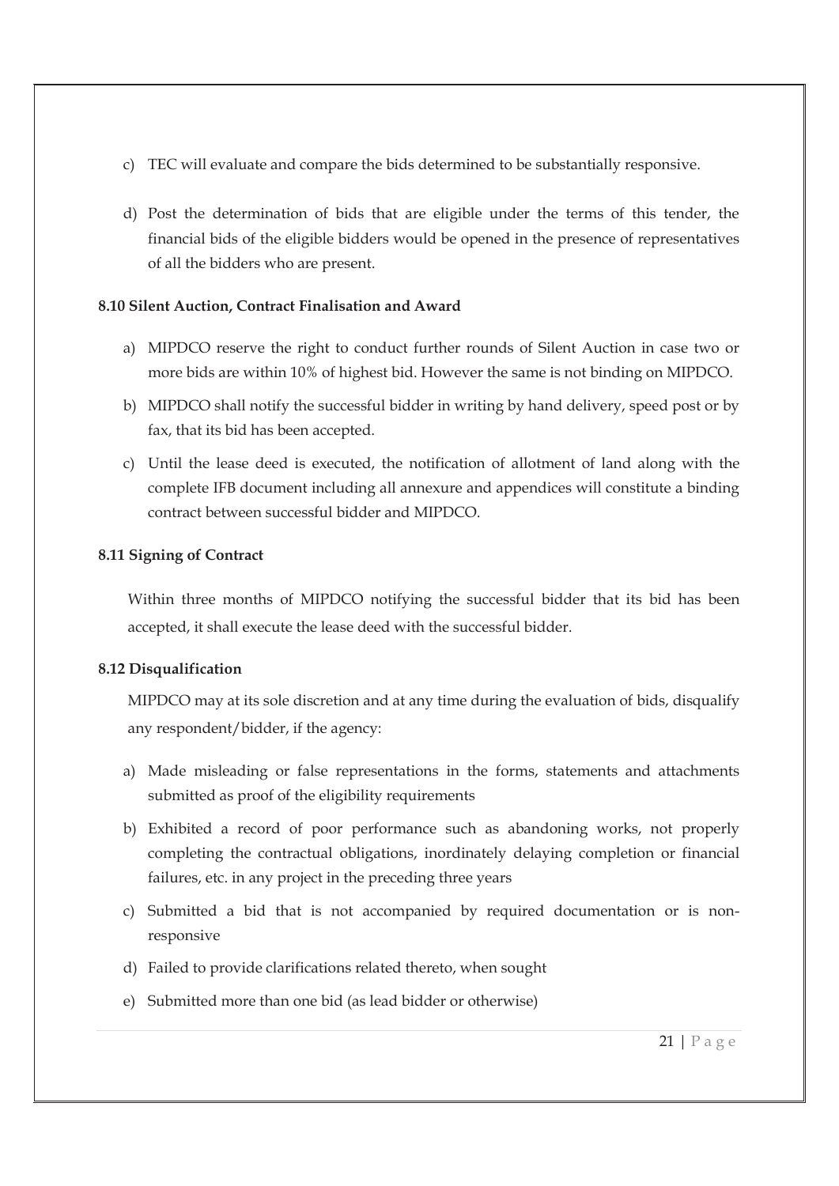c) TEC will evaluate and compare the bids determined to be substantially responsive.

d) Post the determination of bids that are eligible under the terms of this tender, the financial bids of the eligible bidders would be opened in the presence of representatives of all the bidders who are present.

**8.10 Silent Auction, Contract Finalisation and Award**

a) MIPDCO reserve the right to conduct further rounds of Silent Auction in case two or more bids are within 10% of highest bid. However the same is not binding on MIPDCO.

b) MIPDCO shall notify the successful bidder in writing by hand delivery, speed post or by fax, that its bid has been accepted.

c) Until the lease deed is executed, the notification of allotment of land along with the complete IFB document including all annexure and appendices will constitute a binding contract between successful bidder and MIPDCO.

**8.11 Signing of Contract**

Within three months of MIPDCO notifying the successful bidder that its bid has been accepted, it shall execute the lease deed with the successful bidder.

**8.12 Disqualification**

MIPDCO may at its sole discretion and at any time during the evaluation of bids, disqualify any respondent/bidder, if the agency:

a) Made misleading or false representations in the forms, statements and attachments submitted as proof of the eligibility requirements

b) Exhibited a record of poor performance such as abandoning works, not properly completing the contractual obligations, inordinately delaying completion or financial failures, etc. in any project in the preceding three years

c) Submitted a bid that is not accompanied by required documentation or is non-responsive

d) Failed to provide clarifications related thereto, when sought

e) Submitted more than one bid (as lead bidder or otherwise)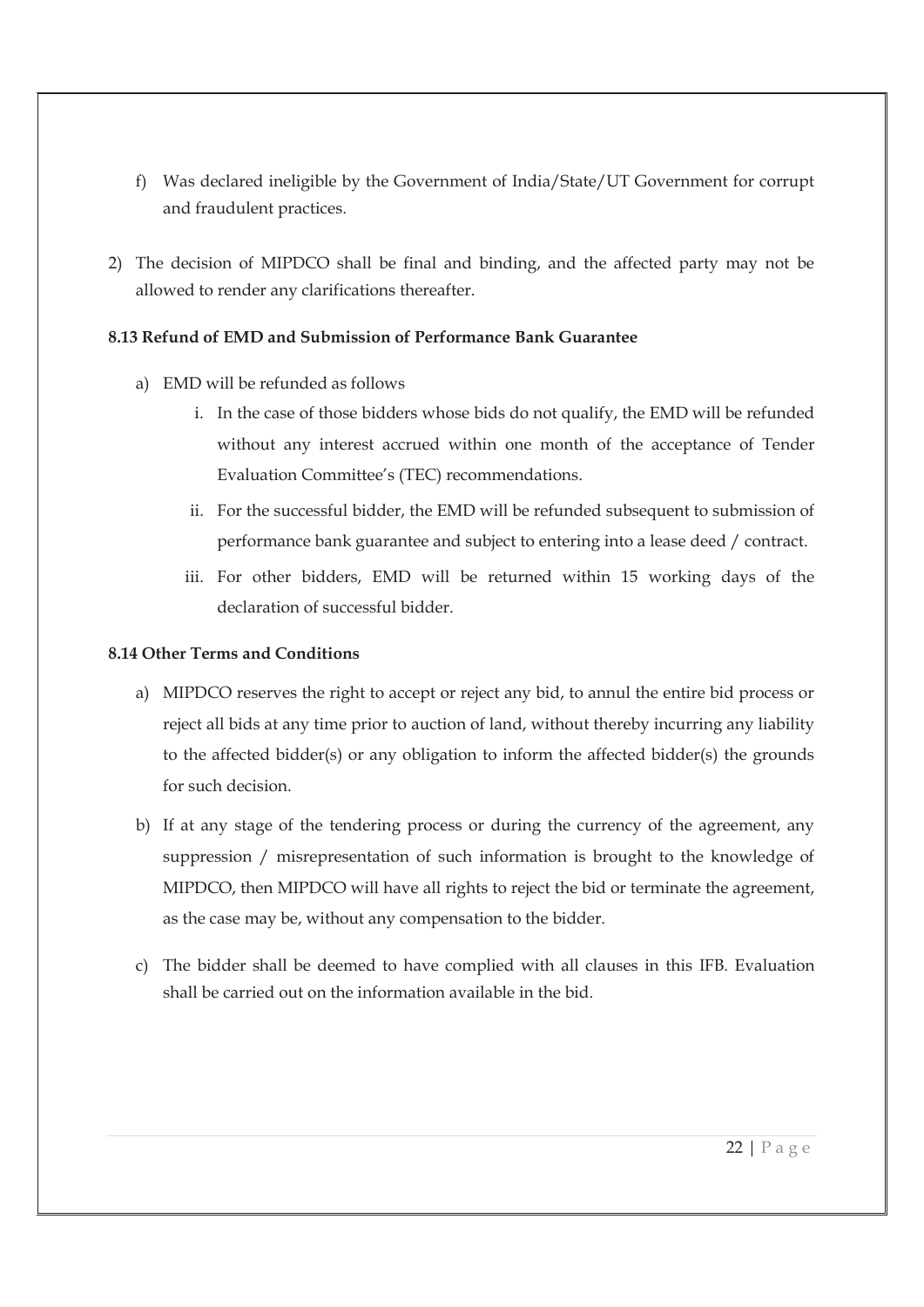f) Was declared ineligible by the Government of India/State/UT Government for corrupt and fraudulent practices.

2) The decision of MIPDCO shall be final and binding, and the affected party may not be allowed to render any clarifications thereafter.

**8.13 Refund of EMD and Submission of Performance Bank Guarantee**

a) EMD will be refunded as follows

   i. In the case of those bidders whose bids do not qualify, the EMD will be refunded without any interest accrued within one month of the acceptance of Tender Evaluation Committee's (TEC) recommendations.

   ii. For the successful bidder, the EMD will be refunded subsequent to submission of performance bank guarantee and subject to entering into a lease deed / contract.

   iii. For other bidders, EMD will be returned within 15 working days of the declaration of successful bidder.

**8.14 Other Terms and Conditions**

a) MIPDCO reserves the right to accept or reject any bid, to annul the entire bid process or reject all bids at any time prior to auction of land, without thereby incurring any liability to the affected bidder(s) or any obligation to inform the affected bidder(s) the grounds for such decision.

b) If at any stage of the tendering process or during the currency of the agreement, any suppression / misrepresentation of such information is brought to the knowledge of MIPDCO, then MIPDCO will have all rights to reject the bid or terminate the agreement, as the case may be, without any compensation to the bidder.

c) The bidder shall be deemed to have complied with all clauses in this IFB. Evaluation shall be carried out on the information available in the bid.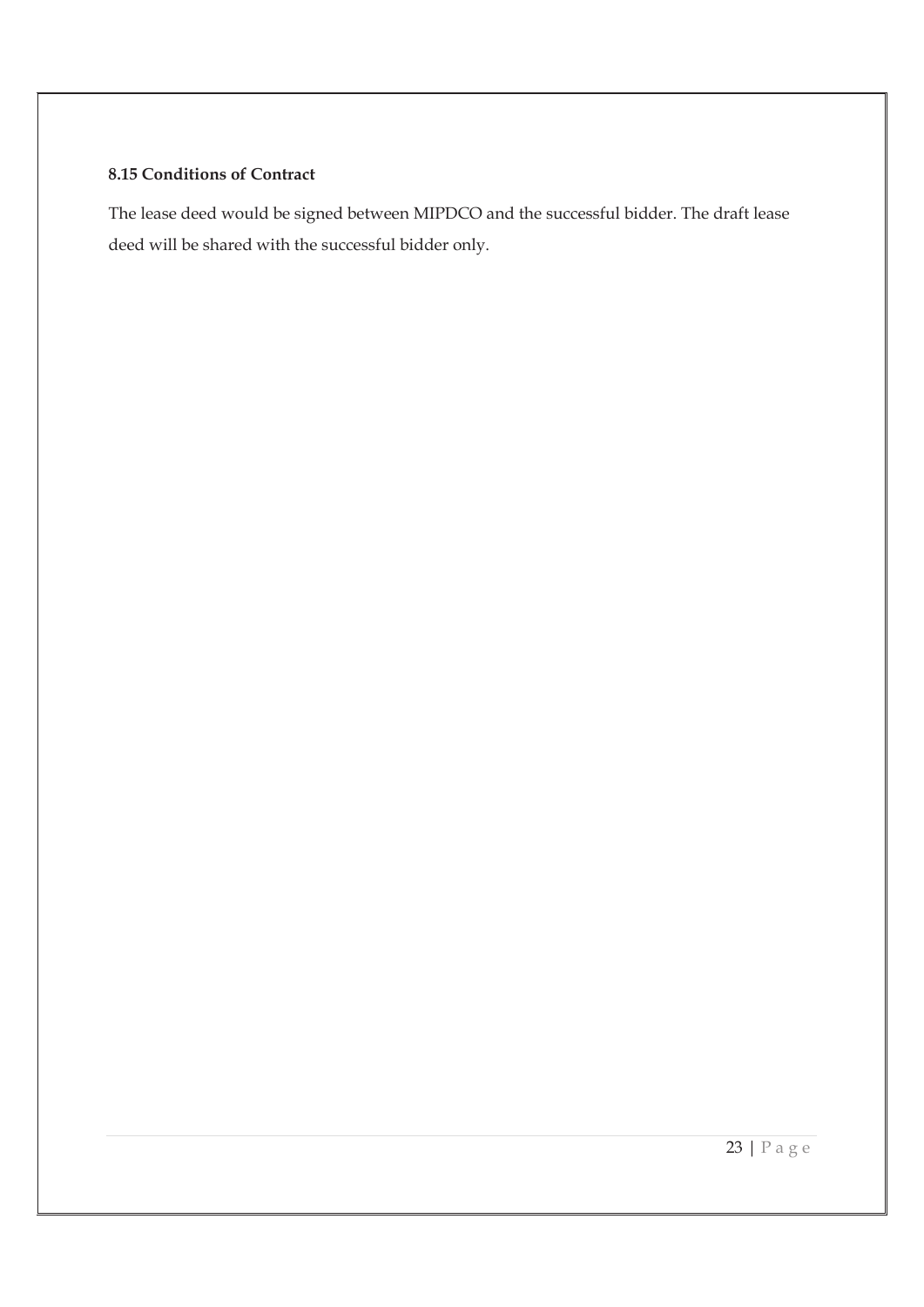### 8.15 Conditions of Contract

The lease deed would be signed between MIPDCO and the successful bidder. The draft lease deed will be shared with the successful bidder only.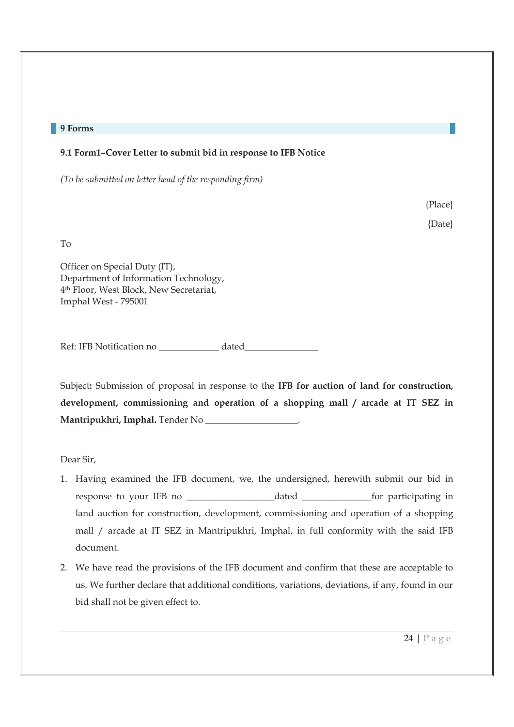## 9 Forms

### 9.1 Form1–Cover Letter to submit bid in response to IFB Notice

*(To be submitted on letter head of the responding firm)*

{Place}

{Date}

To

Officer on Special Duty (IT),
Department of Information Technology,
4th Floor, West Block, New Secretariat,
Imphal West - 795001

Ref: IFB Notification no _____________ dated________________

Subject**:** Submission of proposal in response to the **IFB for auction of land for construction, development, commissioning and operation of a shopping mall / arcade at IT SEZ in Mantripukhri, Imphal.** Tender No ____________________.

Dear Sir,

1. Having examined the IFB document, we, the undersigned, herewith submit our bid in response to your IFB no ___________________dated _______________for participating in land auction for construction, development, commissioning and operation of a shopping mall / arcade at IT SEZ in Mantripukhri, Imphal, in full conformity with the said IFB document.
2. We have read the provisions of the IFB document and confirm that these are acceptable to us. We further declare that additional conditions, variations, deviations, if any, found in our bid shall not be given effect to.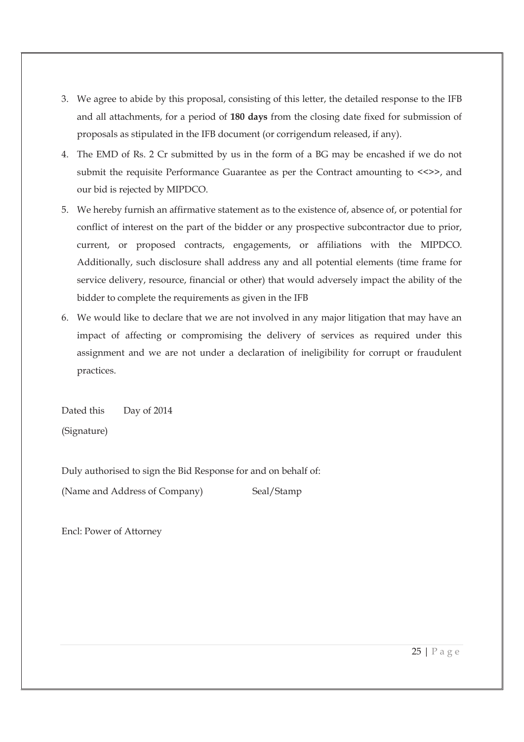3. We agree to abide by this proposal, consisting of this letter, the detailed response to the IFB and all attachments, for a period of **180 days** from the closing date fixed for submission of proposals as stipulated in the IFB document (or corrigendum released, if any).
4. The EMD of Rs. 2 Cr submitted by us in the form of a BG may be encashed if we do not submit the requisite Performance Guarantee as per the Contract amounting to <<>>, and our bid is rejected by MIPDCO.
5. We hereby furnish an affirmative statement as to the existence of, absence of, or potential for conflict of interest on the part of the bidder or any prospective subcontractor due to prior, current, or proposed contracts, engagements, or affiliations with the MIPDCO. Additionally, such disclosure shall address any and all potential elements (time frame for service delivery, resource, financial or other) that would adversely impact the ability of the bidder to complete the requirements as given in the IFB
6. We would like to declare that we are not involved in any major litigation that may have an impact of affecting or compromising the delivery of services as required under this assignment and we are not under a declaration of ineligibility for corrupt or fraudulent practices.

Dated this Day of 2014

(Signature)

Duly authorised to sign the Bid Response for and on behalf of:

(Name and Address of Company) Seal/Stamp

Encl: Power of Attorney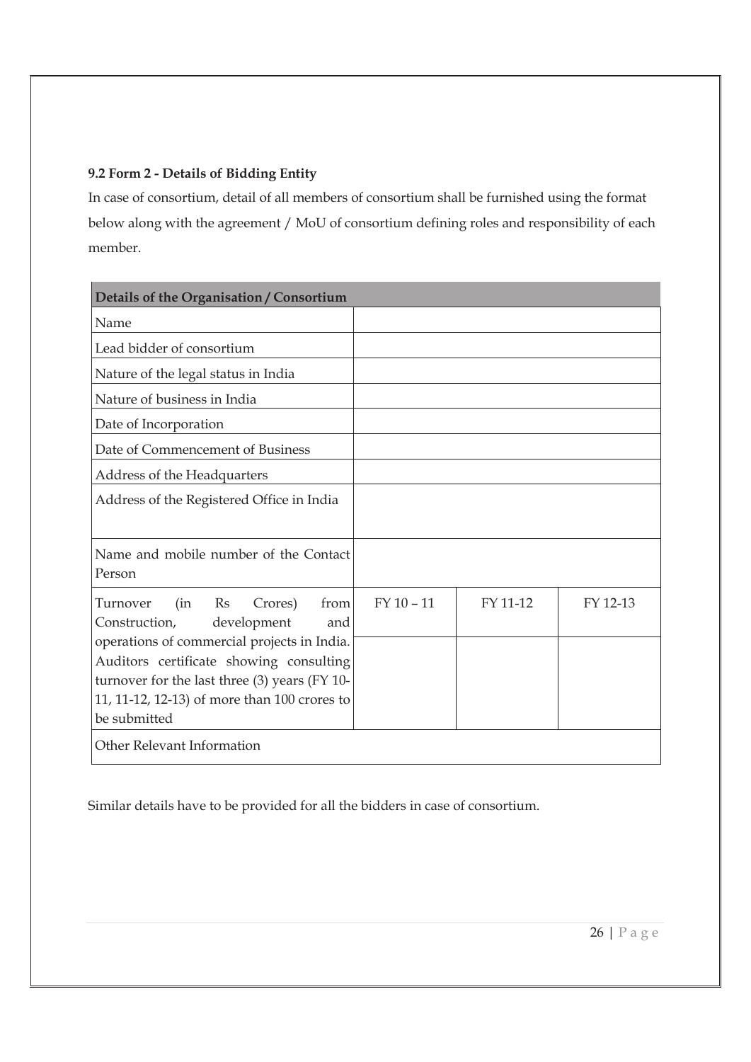### 9.2 Form 2 - Details of Bidding Entity

In case of consortium, detail of all members of consortium shall be furnished using the format below along with the agreement / MoU of consortium defining roles and responsibility of each member.

| Details of the Organisation / Consortium | | | |
|---|---|---|---|
| Name | | | |
| Lead bidder of consortium | | | |
| Nature of the legal status in India | | | |
| Nature of business in India | | | |
| Date of Incorporation | | | |
| Date of Commencement of Business | | | |
| Address of the Headquarters | | | |
| Address of the Registered Office in India | | | |
| Name and mobile number of the Contact Person | | | |
| Turnover (in Rs Crores) from Construction, development and operations of commercial projects in India. Auditors certificate showing consulting turnover for the last three (3) years (FY 10-11, 11-12, 12-13) of more than 100 crores to be submitted | FY 10 – 11 | FY 11-12 | FY 12-13 |
| | | | |
| Other Relevant Information | | | |

Similar details have to be provided for all the bidders in case of consortium.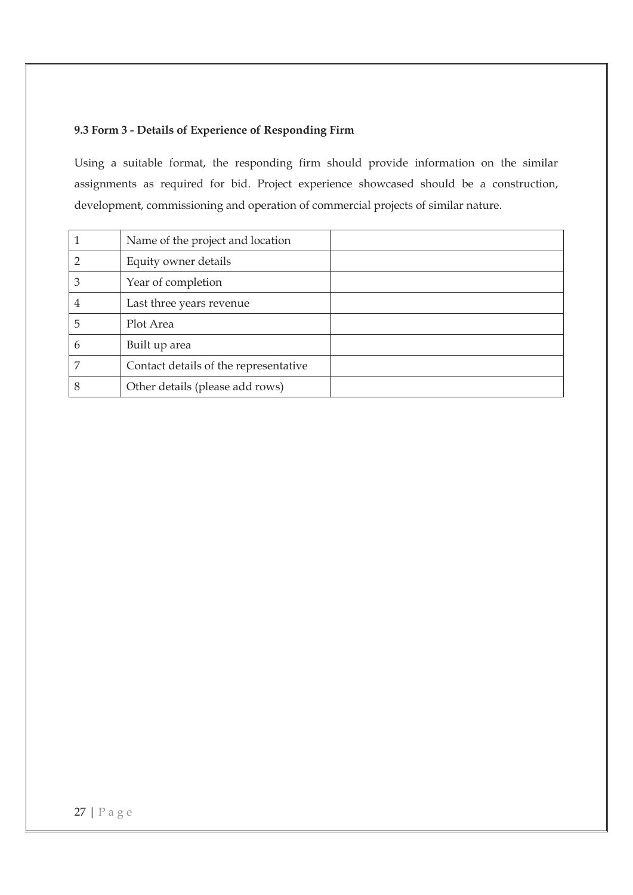### 9.3 Form 3 - Details of Experience of Responding Firm

Using a suitable format, the responding firm should provide information on the similar assignments as required for bid. Project experience showcased should be a construction, development, commissioning and operation of commercial projects of similar nature.

| | | |
|---|---|---|
| 1 | Name of the project and location | |
| 2 | Equity owner details | |
| 3 | Year of completion | |
| 4 | Last three years revenue | |
| 5 | Plot Area | |
| 6 | Built up area | |
| 7 | Contact details of the representative | |
| 8 | Other details (please add rows) | |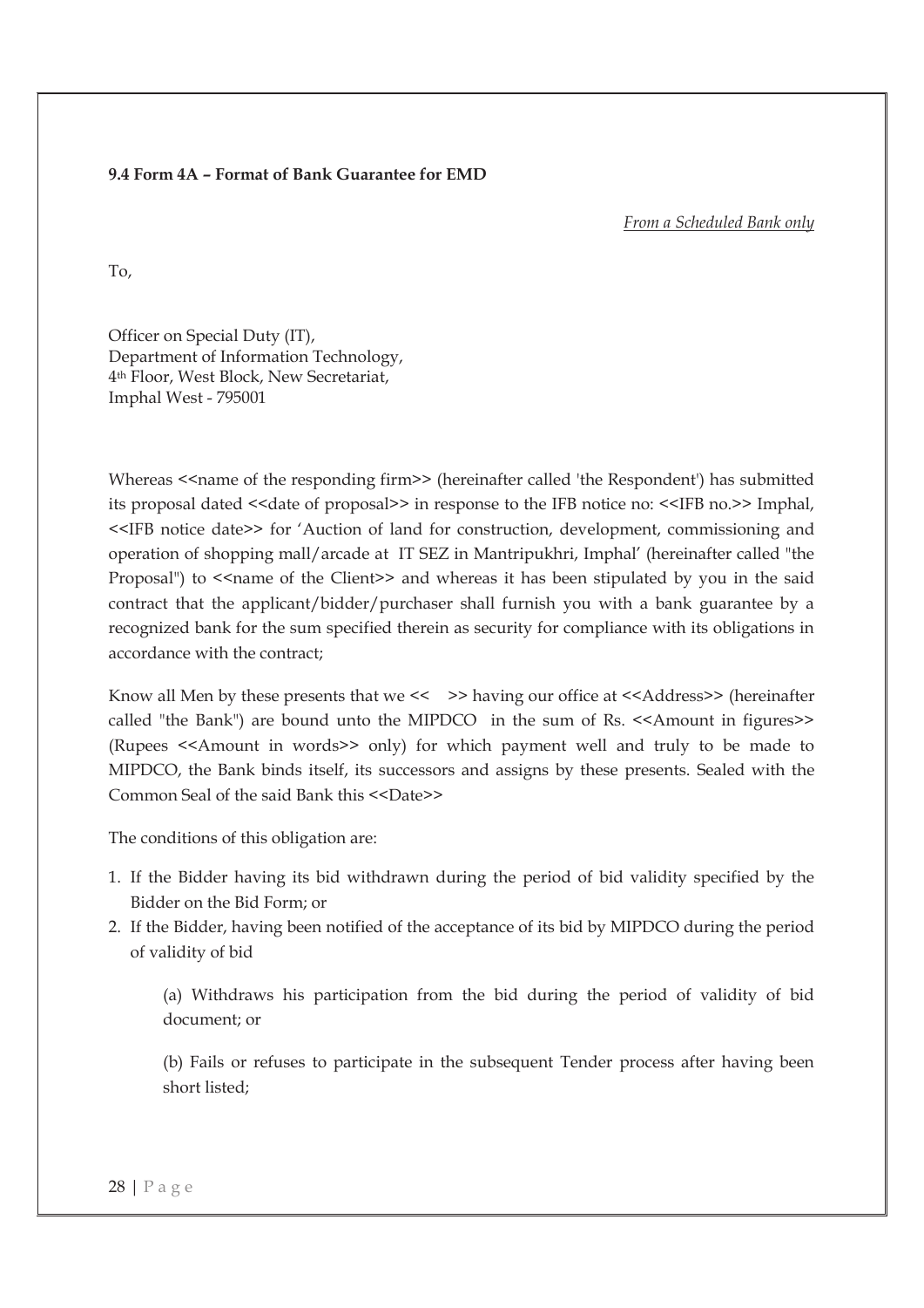**9.4 Form 4A – Format of Bank Guarantee for EMD**

*From a Scheduled Bank only*

To,

Officer on Special Duty (IT),
Department of Information Technology,
4th Floor, West Block, New Secretariat,
Imphal West - 795001

Whereas <<name of the responding firm>> (hereinafter called 'the Respondent') has submitted its proposal dated <<date of proposal>> in response to the IFB notice no: <<IFB no.>> Imphal, <<IFB notice date>> for 'Auction of land for construction, development, commissioning and operation of shopping mall/arcade at IT SEZ in Mantripukhri, Imphal' (hereinafter called "the Proposal") to <<name of the Client>> and whereas it has been stipulated by you in the said contract that the applicant/bidder/purchaser shall furnish you with a bank guarantee by a recognized bank for the sum specified therein as security for compliance with its obligations in accordance with the contract;

Know all Men by these presents that we << >> having our office at <<Address>> (hereinafter called "the Bank") are bound unto the MIPDCO in the sum of Rs. <<Amount in figures>> (Rupees <<Amount in words>> only) for which payment well and truly to be made to MIPDCO, the Bank binds itself, its successors and assigns by these presents. Sealed with the Common Seal of the said Bank this <<Date>>

The conditions of this obligation are:

1. If the Bidder having its bid withdrawn during the period of bid validity specified by the Bidder on the Bid Form; or
2. If the Bidder, having been notified of the acceptance of its bid by MIPDCO during the period of validity of bid

   (a) Withdraws his participation from the bid during the period of validity of bid document; or

   (b) Fails or refuses to participate in the subsequent Tender process after having been short listed;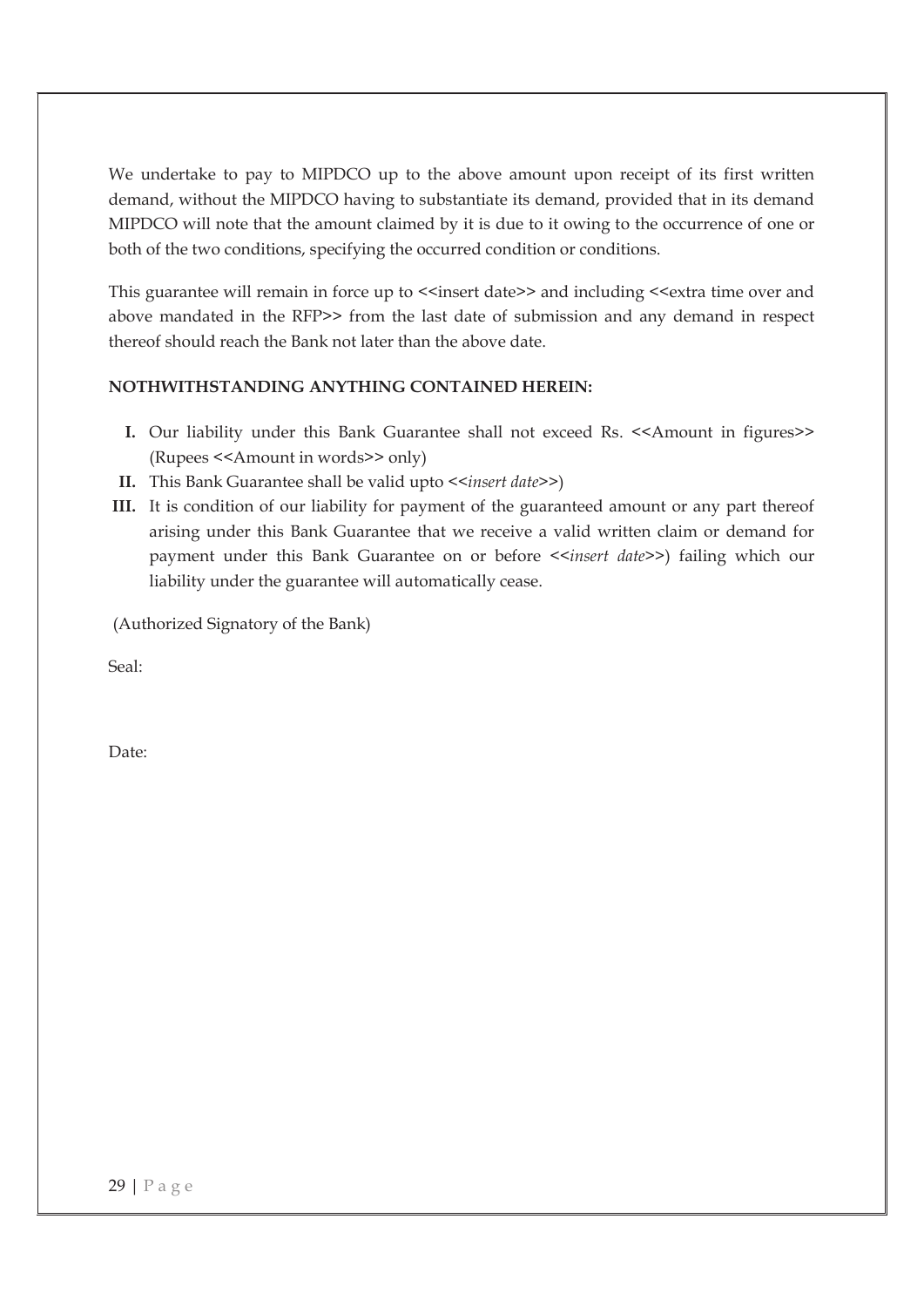We undertake to pay to MIPDCO up to the above amount upon receipt of its first written demand, without the MIPDCO having to substantiate its demand, provided that in its demand MIPDCO will note that the amount claimed by it is due to it owing to the occurrence of one or both of the two conditions, specifying the occurred condition or conditions.

This guarantee will remain in force up to <<insert date>> and including <<extra time over and above mandated in the RFP>> from the last date of submission and any demand in respect thereof should reach the Bank not later than the above date.

**NOTHWITHSTANDING ANYTHING CONTAINED HEREIN:**

- **I.** Our liability under this Bank Guarantee shall not exceed Rs. <<Amount in figures>> (Rupees <<Amount in words>> only)
- **II.** This Bank Guarantee shall be valid upto <<*insert date*>>)
- **III.** It is condition of our liability for payment of the guaranteed amount or any part thereof arising under this Bank Guarantee that we receive a valid written claim or demand for payment under this Bank Guarantee on or before <<*insert date*>>) failing which our liability under the guarantee will automatically cease.

(Authorized Signatory of the Bank)

Seal:

Date: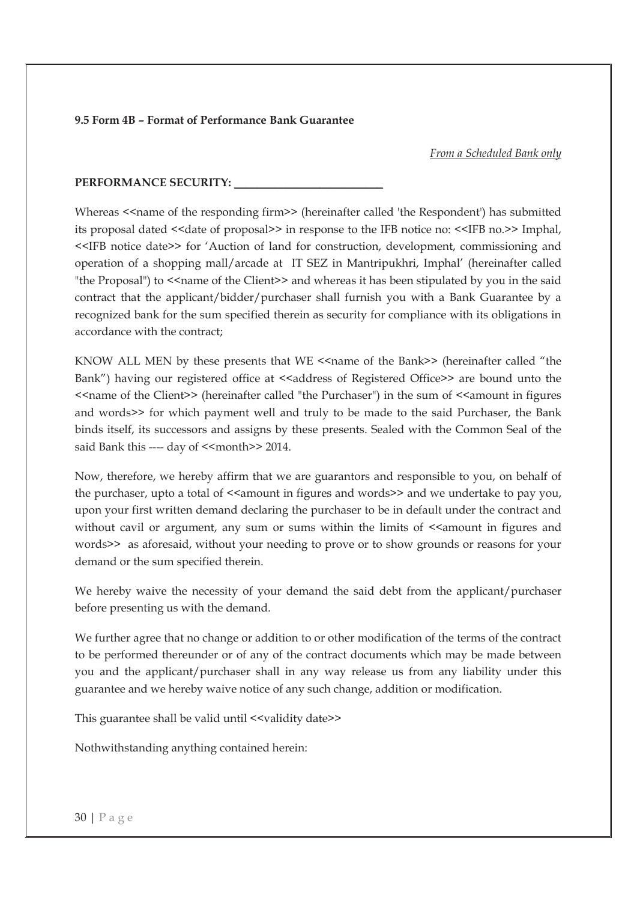**9.5 Form 4B – Format of Performance Bank Guarantee**

*<u>From a Scheduled Bank only</u>*

**PERFORMANCE SECURITY: ___________________________**

Whereas <<name of the responding firm>> (hereinafter called 'the Respondent') has submitted its proposal dated <<date of proposal>> in response to the IFB notice no: <<IFB no.>> Imphal, <<IFB notice date>> for 'Auction of land for construction, development, commissioning and operation of a shopping mall/arcade at IT SEZ in Mantripukhri, Imphal' (hereinafter called "the Proposal") to <<name of the Client>> and whereas it has been stipulated by you in the said contract that the applicant/bidder/purchaser shall furnish you with a Bank Guarantee by a recognized bank for the sum specified therein as security for compliance with its obligations in accordance with the contract;

KNOW ALL MEN by these presents that WE <<name of the Bank>> (hereinafter called "the Bank") having our registered office at <<address of Registered Office>> are bound unto the <<name of the Client>> (hereinafter called "the Purchaser") in the sum of <<amount in figures and words>> for which payment well and truly to be made to the said Purchaser, the Bank binds itself, its successors and assigns by these presents. Sealed with the Common Seal of the said Bank this ---- day of <<month>> 2014.

Now, therefore, we hereby affirm that we are guarantors and responsible to you, on behalf of the purchaser, upto a total of <<amount in figures and words>> and we undertake to pay you, upon your first written demand declaring the purchaser to be in default under the contract and without cavil or argument, any sum or sums within the limits of <<amount in figures and words>> as aforesaid, without your needing to prove or to show grounds or reasons for your demand or the sum specified therein.

We hereby waive the necessity of your demand the said debt from the applicant/purchaser before presenting us with the demand.

We further agree that no change or addition to or other modification of the terms of the contract to be performed thereunder or of any of the contract documents which may be made between you and the applicant/purchaser shall in any way release us from any liability under this guarantee and we hereby waive notice of any such change, addition or modification.

This guarantee shall be valid until <<validity date>>

Nothwithstanding anything contained herein: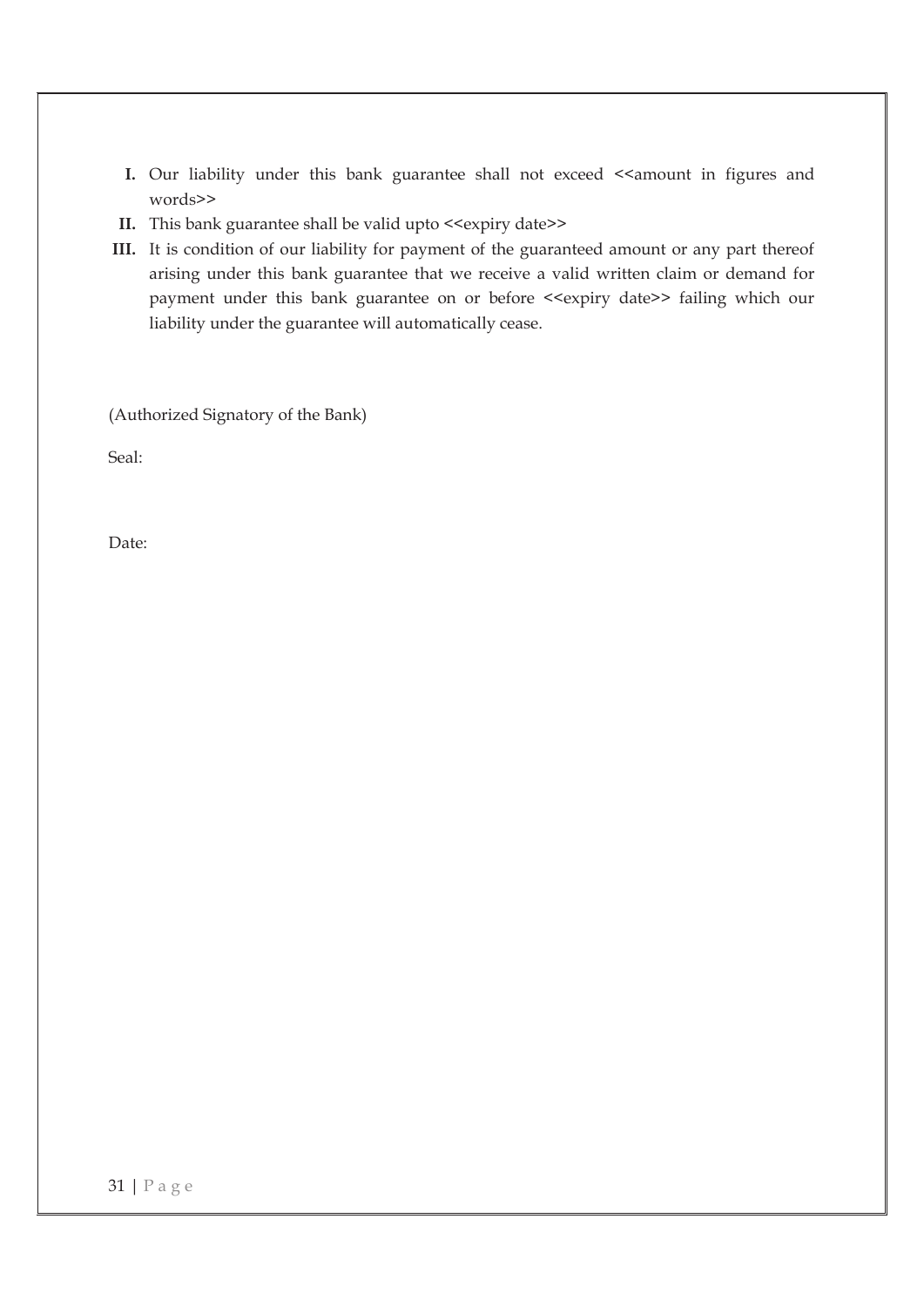I. Our liability under this bank guarantee shall not exceed <<amount in figures and words>>

II. This bank guarantee shall be valid upto <<expiry date>>

III. It is condition of our liability for payment of the guaranteed amount or any part thereof arising under this bank guarantee that we receive a valid written claim or demand for payment under this bank guarantee on or before <<expiry date>> failing which our liability under the guarantee will automatically cease.

(Authorized Signatory of the Bank)

Seal:

Date: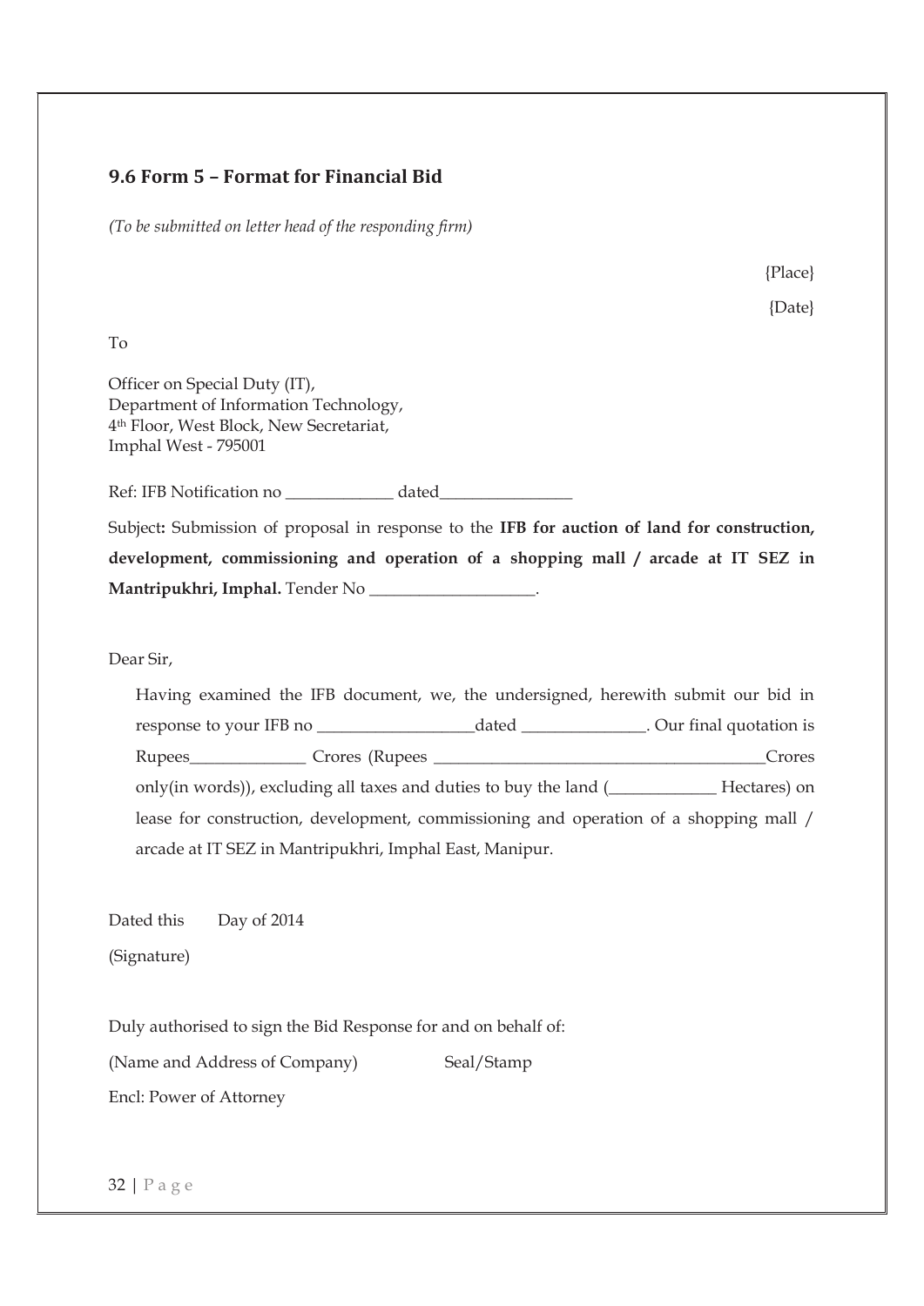## 9.6 Form 5 – Format for Financial Bid

*(To be submitted on letter head of the responding firm)*

{Place}

{Date}

To

Officer on Special Duty (IT),
Department of Information Technology,
4th Floor, West Block, New Secretariat,
Imphal West - 795001

Ref: IFB Notification no _____________ dated________________

Subject**:** Submission of proposal in response to the **IFB for auction of land for construction, development, commissioning and operation of a shopping mall / arcade at IT SEZ in Mantripukhri, Imphal.** Tender No ___________________.

Dear Sir,

Having examined the IFB document, we, the undersigned, herewith submit our bid in response to your IFB no __________________dated ______________. Our final quotation is Rupees______________ Crores (Rupees _______________________________________Crores only(in words)), excluding all taxes and duties to buy the land (____________ Hectares) on lease for construction, development, commissioning and operation of a shopping mall / arcade at IT SEZ in Mantripukhri, Imphal East, Manipur.

Dated this Day of 2014

(Signature)

Duly authorised to sign the Bid Response for and on behalf of:

(Name and Address of Company) Seal/Stamp

Encl: Power of Attorney